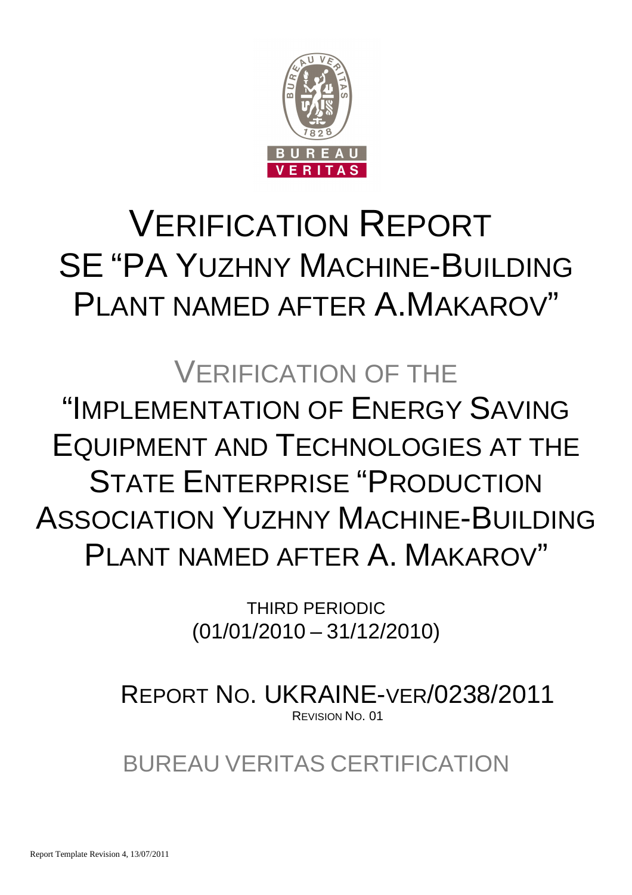# VERIFICATION REPORT
# SE "PA YUZHNY MACHINE-BUILDING PLANT NAMED AFTER A.MAKAROV"

## VERIFICATION OF THE
## "IMPLEMENTATION OF ENERGY SAVING EQUIPMENT AND TECHNOLOGIES AT THE STATE ENTERPRISE "PRODUCTION ASSOCIATION YUZHNY MACHINE-BUILDING PLANT NAMED AFTER A. MAKAROV"

THIRD PERIODIC
(01/01/2010 – 31/12/2010)

REPORT NO. UKRAINE-VER/0238/2011
REVISION NO. 01

BUREAU VERITAS CERTIFICATION

Report Template Revision 4, 13/07/2011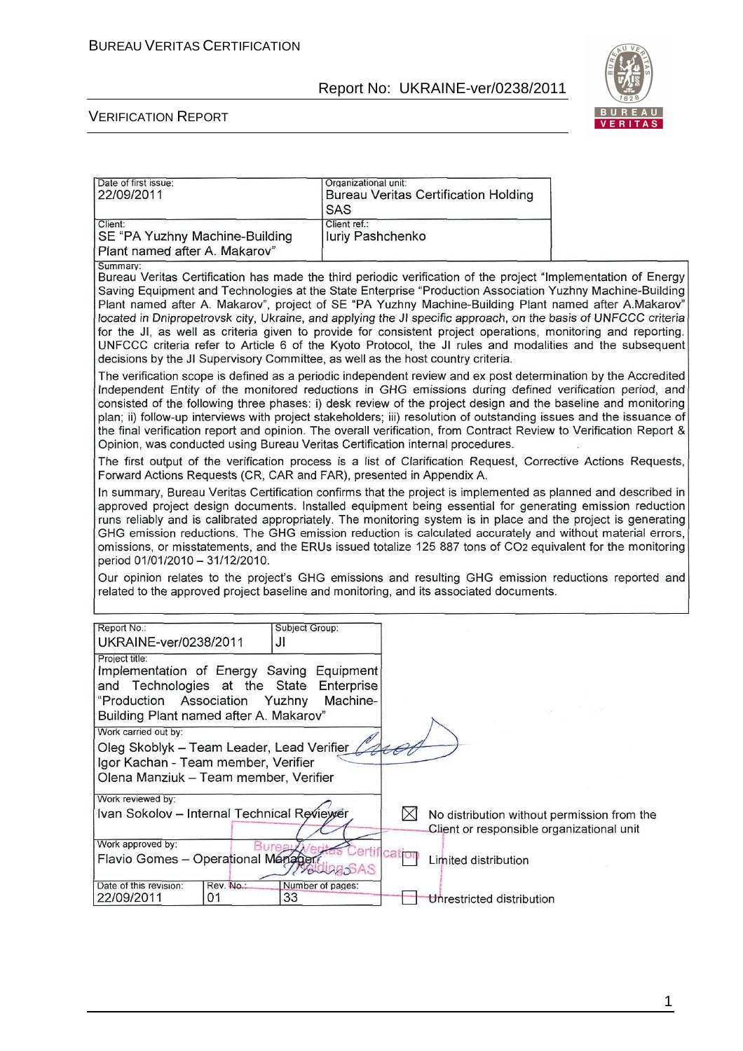| Date of first issue: 22/09/2011 | Organizational unit: Bureau Veritas Certification Holding SAS |
|---|---|
| Client: SE "PA Yuzhny Machine-Building Plant named after A. Makarov" | Client ref.: Iuriy Pashchenko |

Summary:

Bureau Veritas Certification has made the third periodic verification of the project "Implementation of Energy Saving Equipment and Technologies at the State Enterprise "Production Association Yuzhny Machine-Building Plant named after A. Makarov", project of SE "PA Yuzhny Machine-Building Plant named after A.Makarov" located in Dnipropetrovsk city, Ukraine, and applying the JI specific approach, on the basis of UNFCCC criteria for the JI, as well as criteria given to provide for consistent project operations, monitoring and reporting. UNFCCC criteria refer to Article 6 of the Kyoto Protocol, the JI rules and modalities and the subsequent decisions by the JI Supervisory Committee, as well as the host country criteria.

The verification scope is defined as a periodic independent review and ex post determination by the Accredited Independent Entity of the monitored reductions in GHG emissions during defined verification period, and consisted of the following three phases: i) desk review of the project design and the baseline and monitoring plan; ii) follow-up interviews with project stakeholders; iii) resolution of outstanding issues and the issuance of the final verification report and opinion. The overall verification, from Contract Review to Verification Report & Opinion, was conducted using Bureau Veritas Certification internal procedures.

The first output of the verification process is a list of Clarification Request, Corrective Actions Requests, Forward Actions Requests (CR, CAR and FAR), presented in Appendix A.

In summary, Bureau Veritas Certification confirms that the project is implemented as planned and described in approved project design documents. Installed equipment being essential for generating emission reduction runs reliably and is calibrated appropriately. The monitoring system is in place and the project is generating GHG emission reductions. The GHG emission reduction is calculated accurately and without material errors, omissions, or misstatements, and the ERUs issued totalize 125 887 tons of $CO_2$ equivalent for the monitoring period 01/01/2010 – 31/12/2010.

Our opinion relates to the project's GHG emissions and resulting GHG emission reductions reported and related to the approved project baseline and monitoring, and its associated documents.

| Report No.: UKRAINE-ver/0238/2011 | Subject Group: JI |
|---|---|

Project title: Implementation of Energy Saving Equipment and Technologies at the State Enterprise "Production Association Yuzhny Machine-Building Plant named after A. Makarov"

Work carried out by:
Oleg Skoblyk – Team Leader, Lead Verifier
Igor Kachan - Team member, Verifier
Olena Manziuk – Team member, Verifier

Work reviewed by:
Ivan Sokolov – Internal Technical Reviewer

Work approved by:
Flavio Gomes – Operational Manager

| Date of this revision: 22/09/2011 | Rev. No.: 01 | Number of pages: 33 |
|---|---|---|

☒ No distribution without permission from the Client or responsible organizational unit

☐ Limited distribution

☐ Unrestricted distribution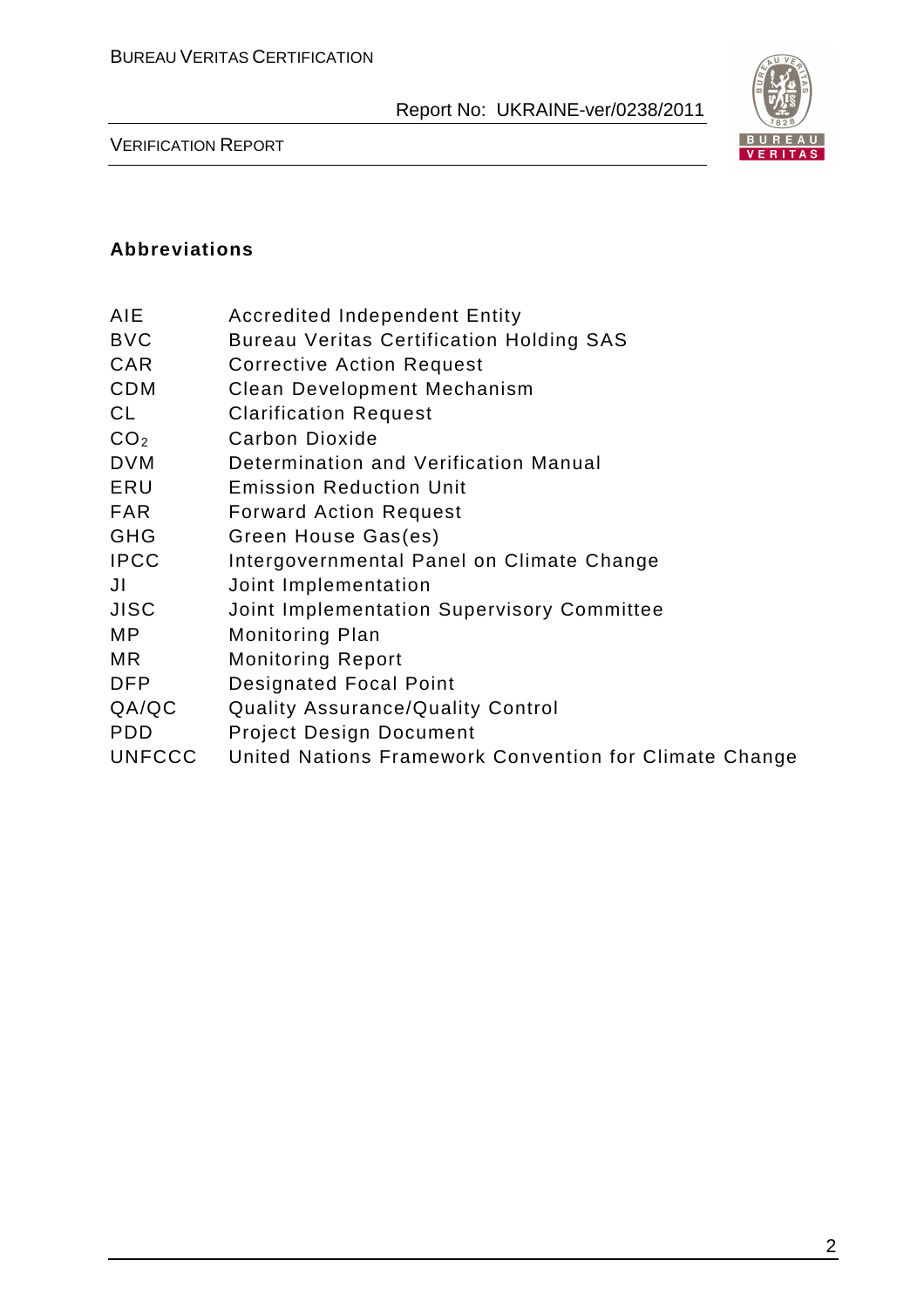## Abbreviations

| | |
|---|---|
| AIE | Accredited Independent Entity |
| BVC | Bureau Veritas Certification Holding SAS |
| CAR | Corrective Action Request |
| CDM | Clean Development Mechanism |
| CL | Clarification Request |
| $CO_2$ | Carbon Dioxide |
| DVM | Determination and Verification Manual |
| ERU | Emission Reduction Unit |
| FAR | Forward Action Request |
| GHG | Green House Gas(es) |
| IPCC | Intergovernmental Panel on Climate Change |
| JI | Joint Implementation |
| JISC | Joint Implementation Supervisory Committee |
| MP | Monitoring Plan |
| MR | Monitoring Report |
| DFP | Designated Focal Point |
| QA/QC | Quality Assurance/Quality Control |
| PDD | Project Design Document |
| UNFCCC | United Nations Framework Convention for Climate Change |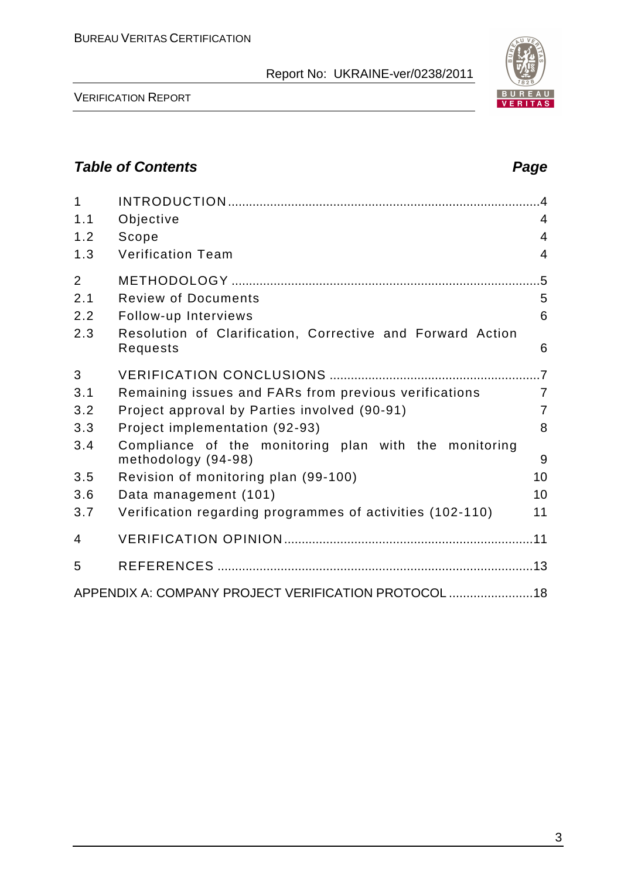## *Table of Contents* *Page*

| | | |
|---|---|---|
| 1 | INTRODUCTION | 4 |
| 1.1 | Objective | 4 |
| 1.2 | Scope | 4 |
| 1.3 | Verification Team | 4 |
| 2 | METHODOLOGY | 5 |
| 2.1 | Review of Documents | 5 |
| 2.2 | Follow-up Interviews | 6 |
| 2.3 | Resolution of Clarification, Corrective and Forward Action Requests | 6 |
| 3 | VERIFICATION CONCLUSIONS | 7 |
| 3.1 | Remaining issues and FARs from previous verifications | 7 |
| 3.2 | Project approval by Parties involved (90-91) | 7 |
| 3.3 | Project implementation (92-93) | 8 |
| 3.4 | Compliance of the monitoring plan with the monitoring methodology (94-98) | 9 |
| 3.5 | Revision of monitoring plan (99-100) | 10 |
| 3.6 | Data management (101) | 10 |
| 3.7 | Verification regarding programmes of activities (102-110) | 11 |
| 4 | VERIFICATION OPINION | 11 |
| 5 | REFERENCES | 13 |
| | APPENDIX A: COMPANY PROJECT VERIFICATION PROTOCOL | 18 |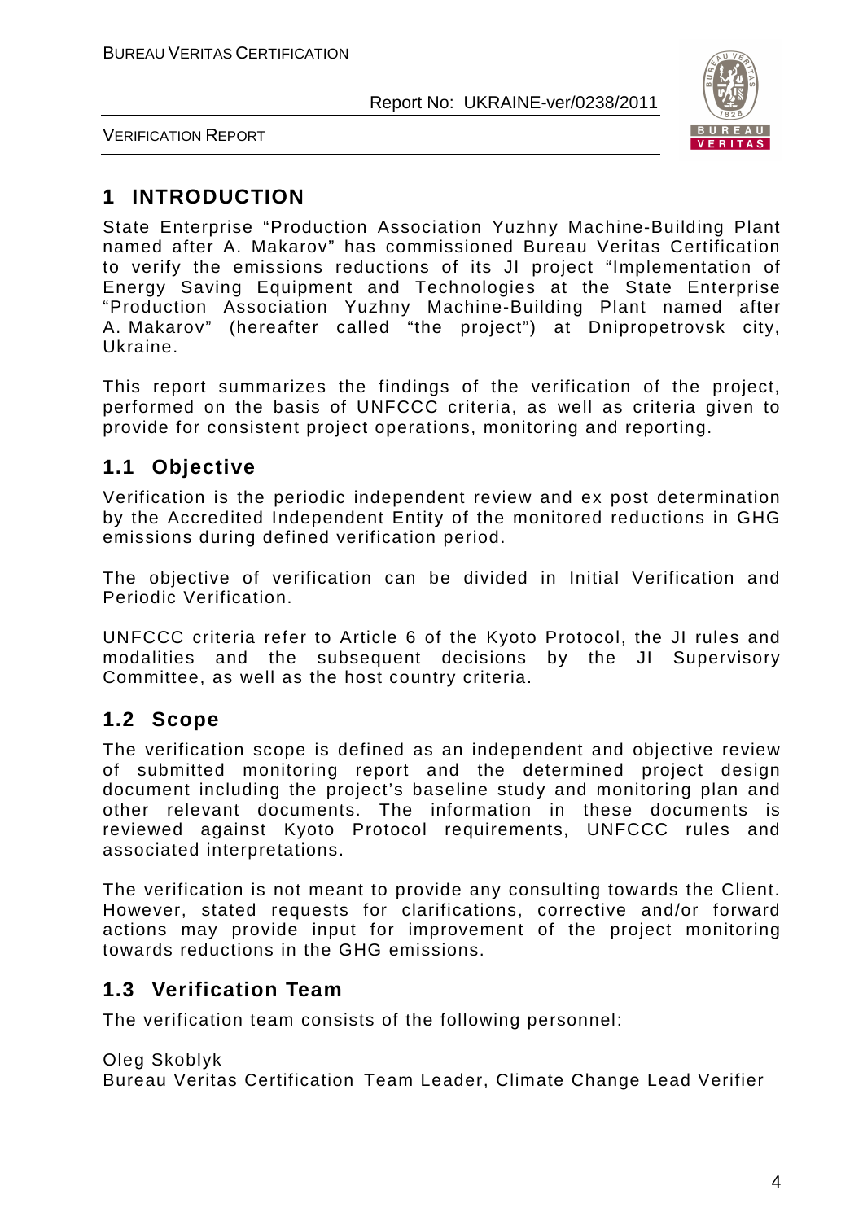# 1 INTRODUCTION

State Enterprise "Production Association Yuzhny Machine-Building Plant named after A. Makarov" has commissioned Bureau Veritas Certification to verify the emissions reductions of its JI project "Implementation of Energy Saving Equipment and Technologies at the State Enterprise "Production Association Yuzhny Machine-Building Plant named after A. Makarov" (hereafter called "the project") at Dnipropetrovsk city, Ukraine.

This report summarizes the findings of the verification of the project, performed on the basis of UNFCCC criteria, as well as criteria given to provide for consistent project operations, monitoring and reporting.

## 1.1 Objective

Verification is the periodic independent review and ex post determination by the Accredited Independent Entity of the monitored reductions in GHG emissions during defined verification period.

The objective of verification can be divided in Initial Verification and Periodic Verification.

UNFCCC criteria refer to Article 6 of the Kyoto Protocol, the JI rules and modalities and the subsequent decisions by the JI Supervisory Committee, as well as the host country criteria.

## 1.2 Scope

The verification scope is defined as an independent and objective review of submitted monitoring report and the determined project design document including the project's baseline study and monitoring plan and other relevant documents. The information in these documents is reviewed against Kyoto Protocol requirements, UNFCCC rules and associated interpretations.

The verification is not meant to provide any consulting towards the Client. However, stated requests for clarifications, corrective and/or forward actions may provide input for improvement of the project monitoring towards reductions in the GHG emissions.

## 1.3 Verification Team

The verification team consists of the following personnel:

Oleg Skoblyk
Bureau Veritas Certification Team Leader, Climate Change Lead Verifier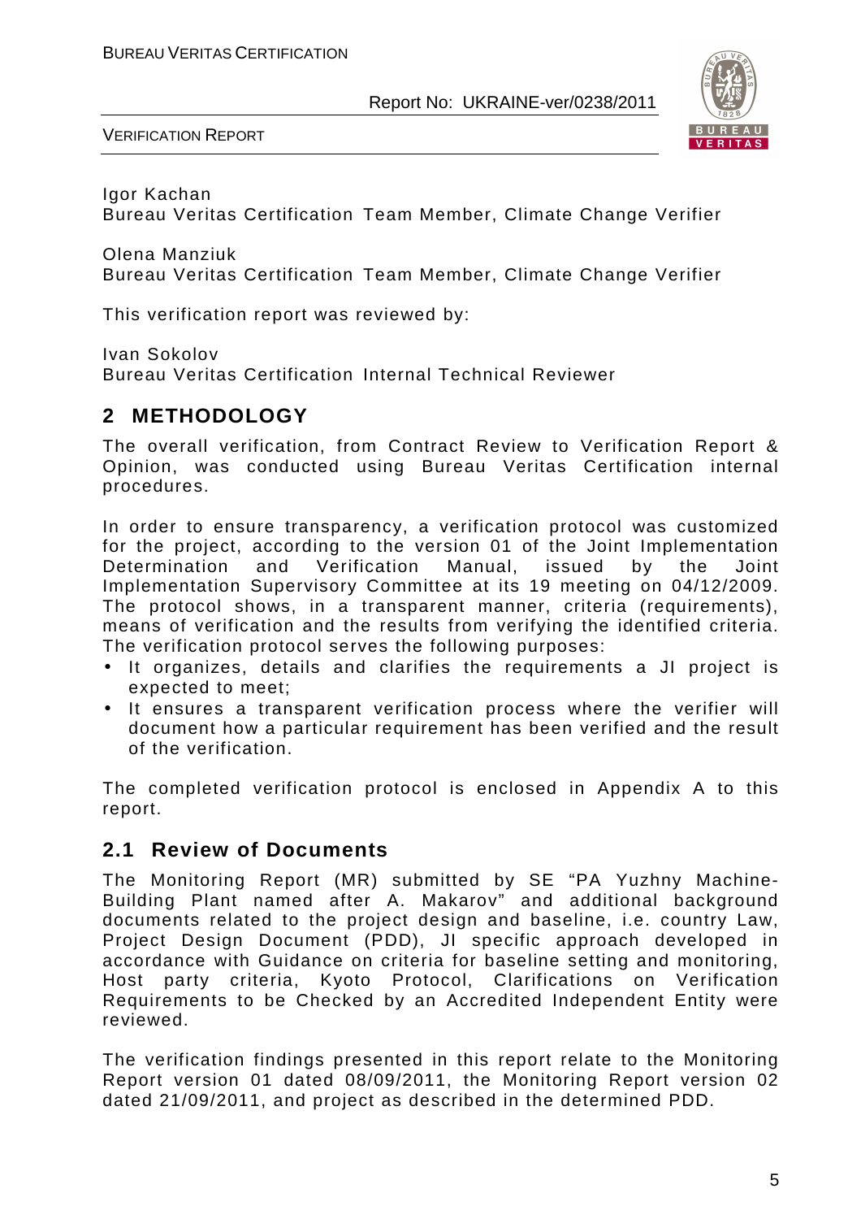Igor Kachan
Bureau Veritas Certification Team Member, Climate Change Verifier

Olena Manziuk
Bureau Veritas Certification Team Member, Climate Change Verifier

This verification report was reviewed by:

Ivan Sokolov
Bureau Veritas Certification Internal Technical Reviewer

## 2 METHODOLOGY

The overall verification, from Contract Review to Verification Report & Opinion, was conducted using Bureau Veritas Certification internal procedures.

In order to ensure transparency, a verification protocol was customized for the project, according to the version 01 of the Joint Implementation Determination and Verification Manual, issued by the Joint Implementation Supervisory Committee at its 19 meeting on 04/12/2009. The protocol shows, in a transparent manner, criteria (requirements), means of verification and the results from verifying the identified criteria. The verification protocol serves the following purposes:

- It organizes, details and clarifies the requirements a JI project is expected to meet;
- It ensures a transparent verification process where the verifier will document how a particular requirement has been verified and the result of the verification.

The completed verification protocol is enclosed in Appendix A to this report.

### 2.1 Review of Documents

The Monitoring Report (MR) submitted by SE "PA Yuzhny Machine-Building Plant named after A. Makarov" and additional background documents related to the project design and baseline, i.e. country Law, Project Design Document (PDD), JI specific approach developed in accordance with Guidance on criteria for baseline setting and monitoring, Host party criteria, Kyoto Protocol, Clarifications on Verification Requirements to be Checked by an Accredited Independent Entity were reviewed.

The verification findings presented in this report relate to the Monitoring Report version 01 dated 08/09/2011, the Monitoring Report version 02 dated 21/09/2011, and project as described in the determined PDD.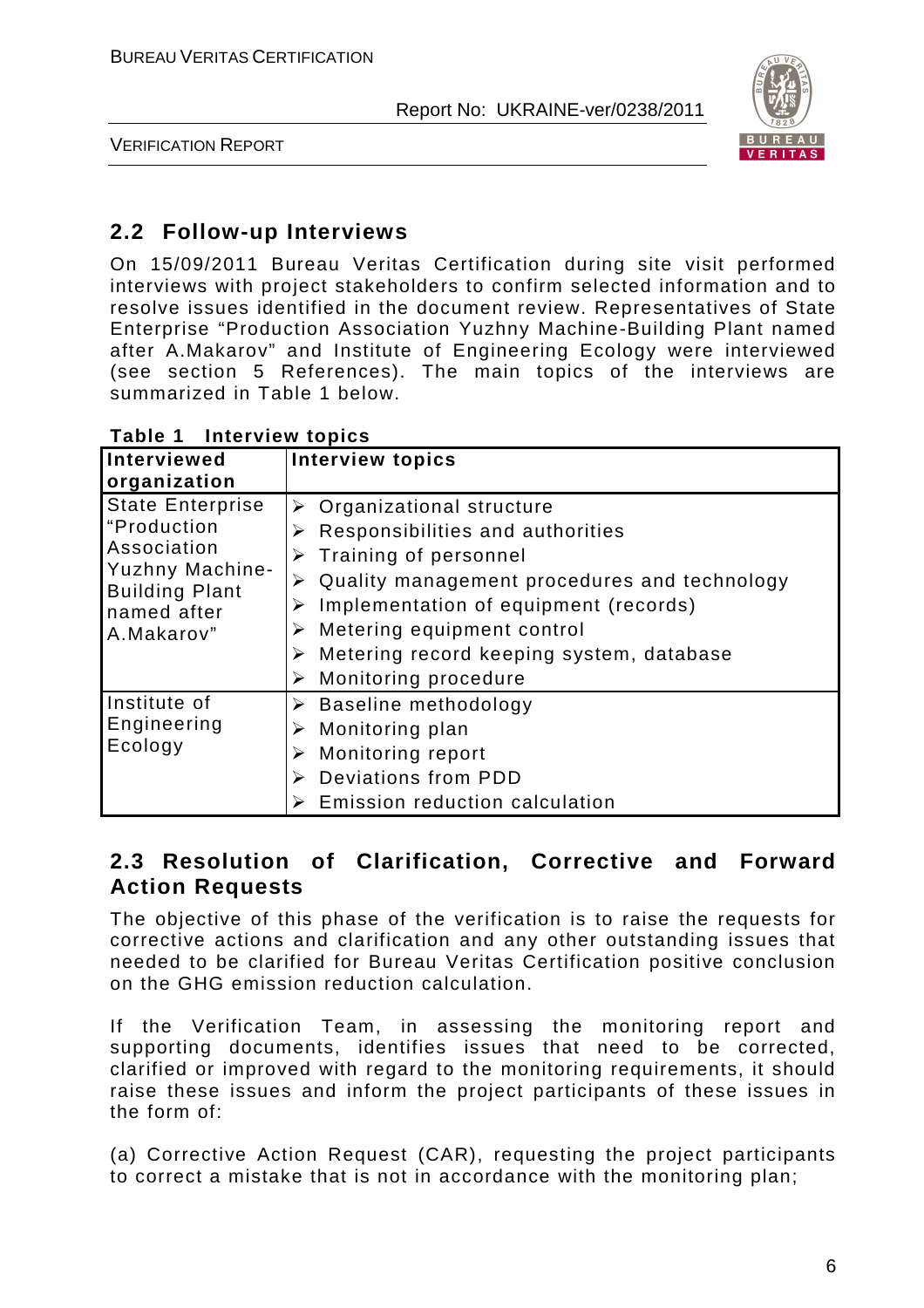## 2.2 Follow-up Interviews

On 15/09/2011 Bureau Veritas Certification during site visit performed interviews with project stakeholders to confirm selected information and to resolve issues identified in the document review. Representatives of State Enterprise "Production Association Yuzhny Machine-Building Plant named after A.Makarov" and Institute of Engineering Ecology were interviewed (see section 5 References). The main topics of the interviews are summarized in Table 1 below.

**Table 1 Interview topics**

| Interviewed organization | Interview topics |
|---|---|
| State Enterprise "Production Association Yuzhny Machine-Building Plant named after A.Makarov" | ➢ Organizational structure<br>➢ Responsibilities and authorities<br>➢ Training of personnel<br>➢ Quality management procedures and technology<br>➢ Implementation of equipment (records)<br>➢ Metering equipment control<br>➢ Metering record keeping system, database<br>➢ Monitoring procedure |
| Institute of Engineering Ecology | ➢ Baseline methodology<br>➢ Monitoring plan<br>➢ Monitoring report<br>➢ Deviations from PDD<br>➢ Emission reduction calculation |

## 2.3 Resolution of Clarification, Corrective and Forward Action Requests

The objective of this phase of the verification is to raise the requests for corrective actions and clarification and any other outstanding issues that needed to be clarified for Bureau Veritas Certification positive conclusion on the GHG emission reduction calculation.

If the Verification Team, in assessing the monitoring report and supporting documents, identifies issues that need to be corrected, clarified or improved with regard to the monitoring requirements, it should raise these issues and inform the project participants of these issues in the form of:

(a) Corrective Action Request (CAR), requesting the project participants to correct a mistake that is not in accordance with the monitoring plan;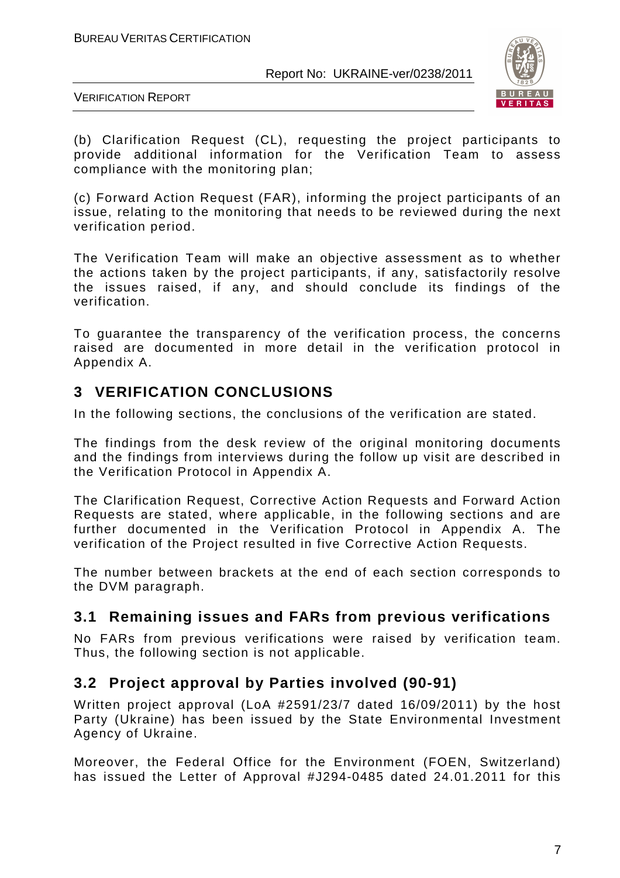(b) Clarification Request (CL), requesting the project participants to provide additional information for the Verification Team to assess compliance with the monitoring plan;

(c) Forward Action Request (FAR), informing the project participants of an issue, relating to the monitoring that needs to be reviewed during the next verification period.

The Verification Team will make an objective assessment as to whether the actions taken by the project participants, if any, satisfactorily resolve the issues raised, if any, and should conclude its findings of the verification.

To guarantee the transparency of the verification process, the concerns raised are documented in more detail in the verification protocol in Appendix A.

## 3 VERIFICATION CONCLUSIONS

In the following sections, the conclusions of the verification are stated.

The findings from the desk review of the original monitoring documents and the findings from interviews during the follow up visit are described in the Verification Protocol in Appendix A.

The Clarification Request, Corrective Action Requests and Forward Action Requests are stated, where applicable, in the following sections and are further documented in the Verification Protocol in Appendix A. The verification of the Project resulted in five Corrective Action Requests.

The number between brackets at the end of each section corresponds to the DVM paragraph.

### 3.1 Remaining issues and FARs from previous verifications

No FARs from previous verifications were raised by verification team. Thus, the following section is not applicable.

### 3.2 Project approval by Parties involved (90-91)

Written project approval (LoA #2591/23/7 dated 16/09/2011) by the host Party (Ukraine) has been issued by the State Environmental Investment Agency of Ukraine.

Moreover, the Federal Office for the Environment (FOEN, Switzerland) has issued the Letter of Approval #J294-0485 dated 24.01.2011 for this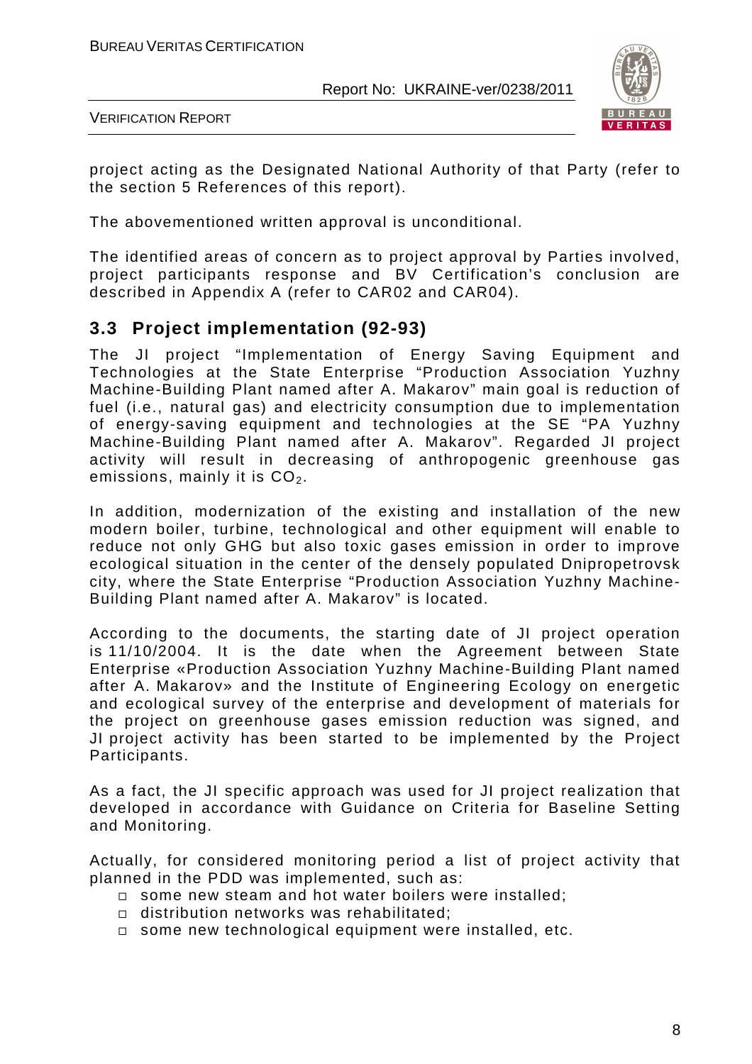project acting as the Designated National Authority of that Party (refer to the section 5 References of this report).

The abovementioned written approval is unconditional.

The identified areas of concern as to project approval by Parties involved, project participants response and BV Certification's conclusion are described in Appendix A (refer to CAR02 and CAR04).

## 3.3 Project implementation (92-93)

The JI project "Implementation of Energy Saving Equipment and Technologies at the State Enterprise "Production Association Yuzhny Machine-Building Plant named after A. Makarov" main goal is reduction of fuel (i.e., natural gas) and electricity consumption due to implementation of energy-saving equipment and technologies at the SE "PA Yuzhny Machine-Building Plant named after A. Makarov". Regarded JI project activity will result in decreasing of anthropogenic greenhouse gas emissions, mainly it is $CO_2$.

In addition, modernization of the existing and installation of the new modern boiler, turbine, technological and other equipment will enable to reduce not only GHG but also toxic gases emission in order to improve ecological situation in the center of the densely populated Dnipropetrovsk city, where the State Enterprise "Production Association Yuzhny Machine-Building Plant named after A. Makarov" is located.

According to the documents, the starting date of JI project operation is 11/10/2004. It is the date when the Agreement between State Enterprise «Production Association Yuzhny Machine-Building Plant named after A. Makarov» and the Institute of Engineering Ecology on energetic and ecological survey of the enterprise and development of materials for the project on greenhouse gases emission reduction was signed, and JI project activity has been started to be implemented by the Project Participants.

As a fact, the JI specific approach was used for JI project realization that developed in accordance with Guidance on Criteria for Baseline Setting and Monitoring.

Actually, for considered monitoring period a list of project activity that planned in the PDD was implemented, such as:

- some new steam and hot water boilers were installed;
- distribution networks was rehabilitated;
- some new technological equipment were installed, etc.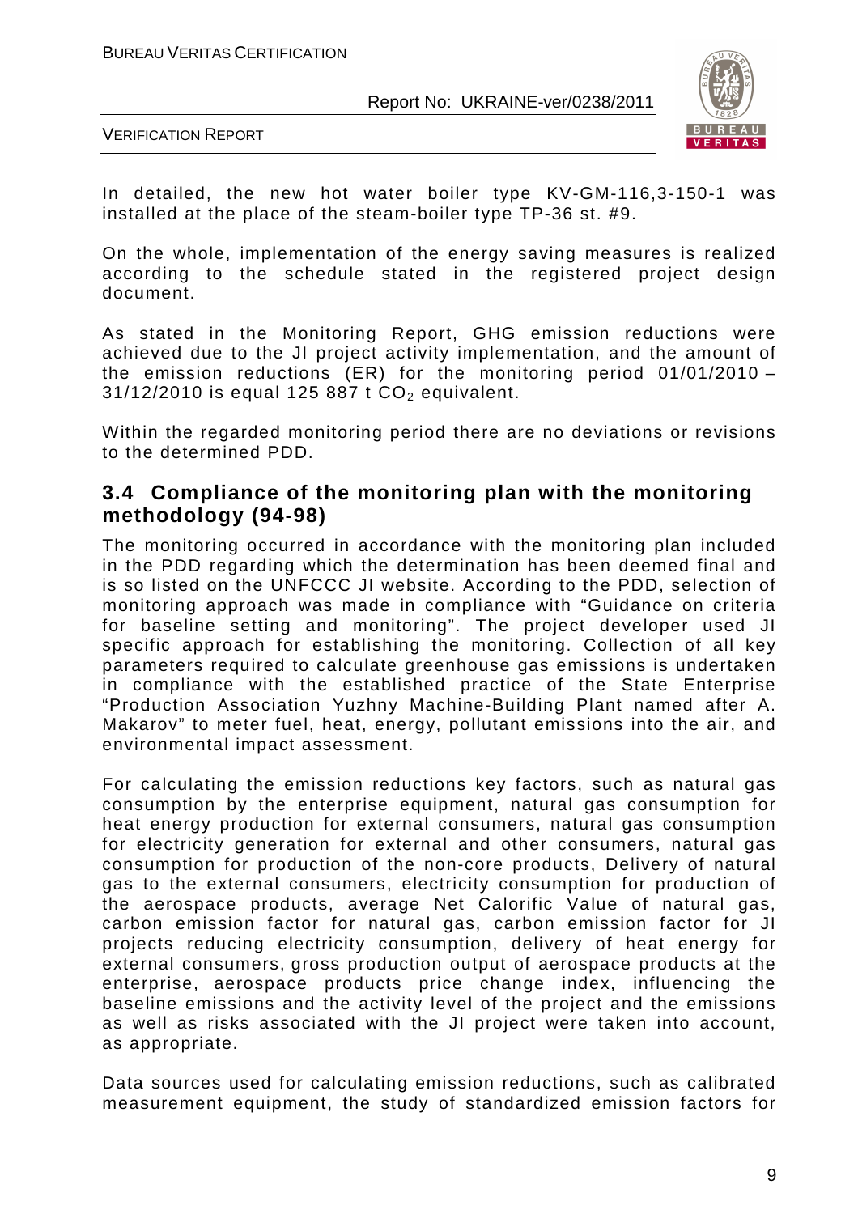In detailed, the new hot water boiler type KV-GM-116,3-150-1 was installed at the place of the steam-boiler type TP-36 st. #9.

On the whole, implementation of the energy saving measures is realized according to the schedule stated in the registered project design document.

As stated in the Monitoring Report, GHG emission reductions were achieved due to the JI project activity implementation, and the amount of the emission reductions (ER) for the monitoring period 01/01/2010 – 31/12/2010 is equal 125 887 t $CO_2$ equivalent.

Within the regarded monitoring period there are no deviations or revisions to the determined PDD.

## 3.4 Compliance of the monitoring plan with the monitoring methodology (94-98)

The monitoring occurred in accordance with the monitoring plan included in the PDD regarding which the determination has been deemed final and is so listed on the UNFCCC JI website. According to the PDD, selection of monitoring approach was made in compliance with "Guidance on criteria for baseline setting and monitoring". The project developer used JI specific approach for establishing the monitoring. Collection of all key parameters required to calculate greenhouse gas emissions is undertaken in compliance with the established practice of the State Enterprise "Production Association Yuzhny Machine-Building Plant named after A. Makarov" to meter fuel, heat, energy, pollutant emissions into the air, and environmental impact assessment.

For calculating the emission reductions key factors, such as natural gas consumption by the enterprise equipment, natural gas consumption for heat energy production for external consumers, natural gas consumption for electricity generation for external and other consumers, natural gas consumption for production of the non-core products, Delivery of natural gas to the external consumers, electricity consumption for production of the aerospace products, average Net Calorific Value of natural gas, carbon emission factor for natural gas, carbon emission factor for JI projects reducing electricity consumption, delivery of heat energy for external consumers, gross production output of aerospace products at the enterprise, aerospace products price change index, influencing the baseline emissions and the activity level of the project and the emissions as well as risks associated with the JI project were taken into account, as appropriate.

Data sources used for calculating emission reductions, such as calibrated measurement equipment, the study of standardized emission factors for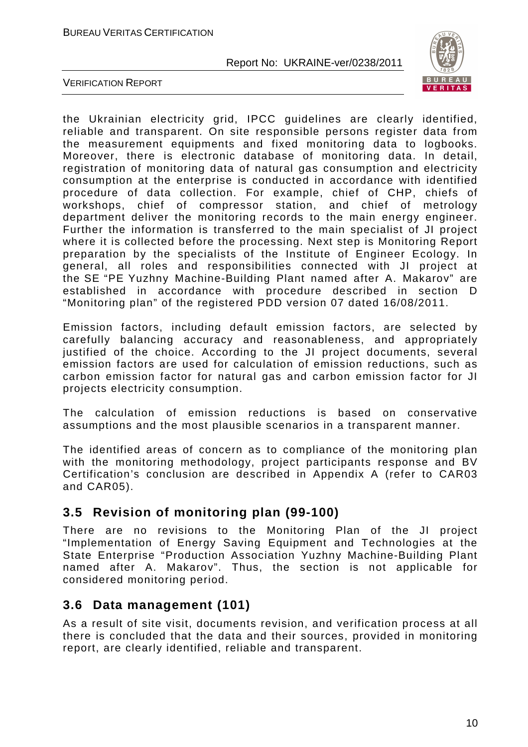the Ukrainian electricity grid, IPCC guidelines are clearly identified, reliable and transparent. On site responsible persons register data from the measurement equipments and fixed monitoring data to logbooks. Moreover, there is electronic database of monitoring data. In detail, registration of monitoring data of natural gas consumption and electricity consumption at the enterprise is conducted in accordance with identified procedure of data collection. For example, chief of CHP, chiefs of workshops, chief of compressor station, and chief of metrology department deliver the monitoring records to the main energy engineer. Further the information is transferred to the main specialist of JI project where it is collected before the processing. Next step is Monitoring Report preparation by the specialists of the Institute of Engineer Ecology. In general, all roles and responsibilities connected with JI project at the SE "PE Yuzhny Machine-Building Plant named after A. Makarov" are established in accordance with procedure described in section D "Monitoring plan" of the registered PDD version 07 dated 16/08/2011.

Emission factors, including default emission factors, are selected by carefully balancing accuracy and reasonableness, and appropriately justified of the choice. According to the JI project documents, several emission factors are used for calculation of emission reductions, such as carbon emission factor for natural gas and carbon emission factor for JI projects electricity consumption.

The calculation of emission reductions is based on conservative assumptions and the most plausible scenarios in a transparent manner.

The identified areas of concern as to compliance of the monitoring plan with the monitoring methodology, project participants response and BV Certification's conclusion are described in Appendix A (refer to CAR03 and CAR05).

## 3.5 Revision of monitoring plan (99-100)

There are no revisions to the Monitoring Plan of the JI project "Implementation of Energy Saving Equipment and Technologies at the State Enterprise "Production Association Yuzhny Machine-Building Plant named after A. Makarov". Thus, the section is not applicable for considered monitoring period.

## 3.6 Data management (101)

As a result of site visit, documents revision, and verification process at all there is concluded that the data and their sources, provided in monitoring report, are clearly identified, reliable and transparent.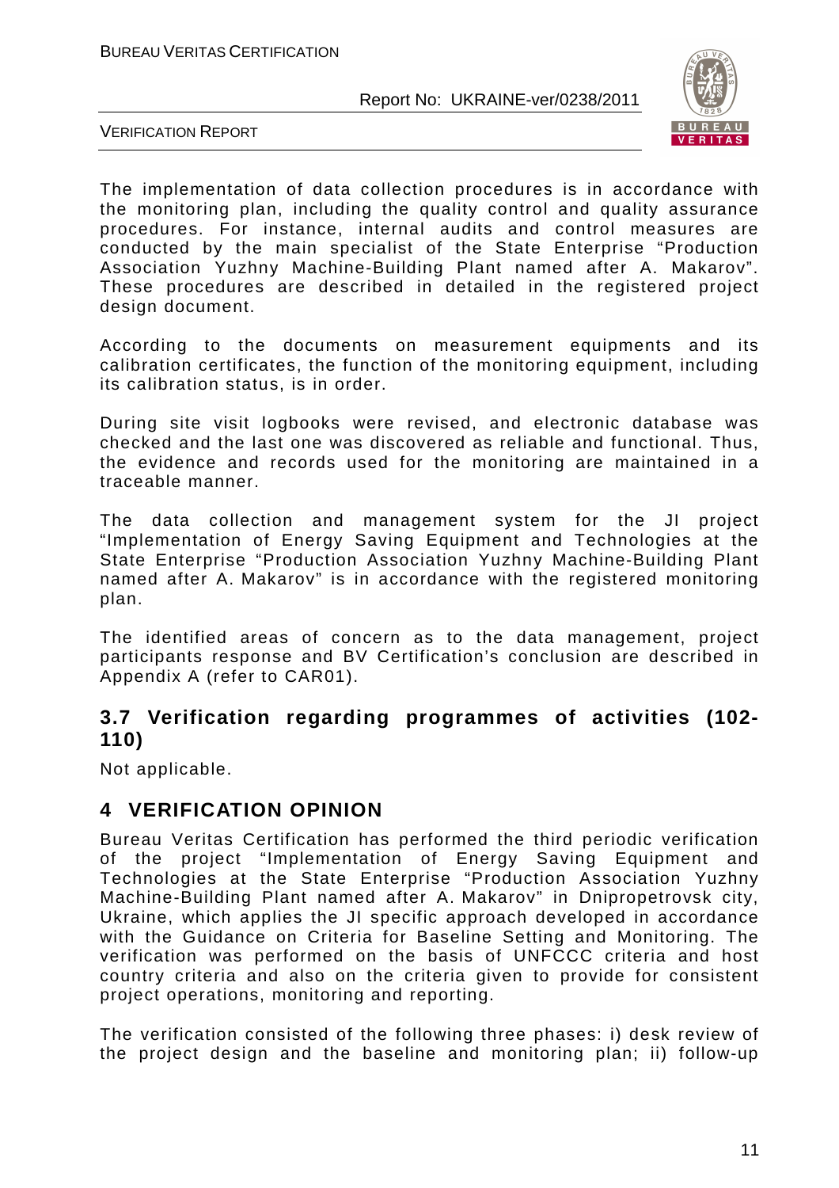The implementation of data collection procedures is in accordance with the monitoring plan, including the quality control and quality assurance procedures. For instance, internal audits and control measures are conducted by the main specialist of the State Enterprise "Production Association Yuzhny Machine-Building Plant named after A. Makarov". These procedures are described in detailed in the registered project design document.

According to the documents on measurement equipments and its calibration certificates, the function of the monitoring equipment, including its calibration status, is in order.

During site visit logbooks were revised, and electronic database was checked and the last one was discovered as reliable and functional. Thus, the evidence and records used for the monitoring are maintained in a traceable manner.

The data collection and management system for the JI project "Implementation of Energy Saving Equipment and Technologies at the State Enterprise "Production Association Yuzhny Machine-Building Plant named after A. Makarov" is in accordance with the registered monitoring plan.

The identified areas of concern as to the data management, project participants response and BV Certification's conclusion are described in Appendix A (refer to CAR01).

## 3.7 Verification regarding programmes of activities (102-110)

Not applicable.

# 4 VERIFICATION OPINION

Bureau Veritas Certification has performed the third periodic verification of the project "Implementation of Energy Saving Equipment and Technologies at the State Enterprise "Production Association Yuzhny Machine-Building Plant named after A. Makarov" in Dnipropetrovsk city, Ukraine, which applies the JI specific approach developed in accordance with the Guidance on Criteria for Baseline Setting and Monitoring. The verification was performed on the basis of UNFCCC criteria and host country criteria and also on the criteria given to provide for consistent project operations, monitoring and reporting.

The verification consisted of the following three phases: i) desk review of the project design and the baseline and monitoring plan; ii) follow-up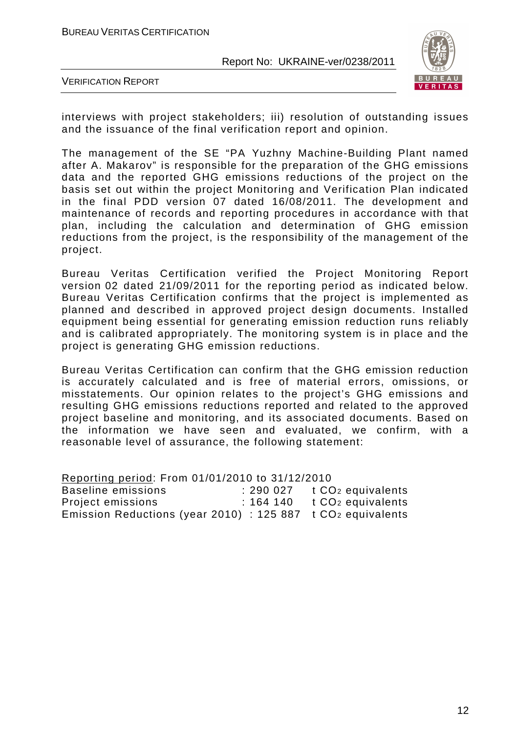interviews with project stakeholders; iii) resolution of outstanding issues and the issuance of the final verification report and opinion.

The management of the SE "PA Yuzhny Machine-Building Plant named after A. Makarov" is responsible for the preparation of the GHG emissions data and the reported GHG emissions reductions of the project on the basis set out within the project Monitoring and Verification Plan indicated in the final PDD version 07 dated 16/08/2011. The development and maintenance of records and reporting procedures in accordance with that plan, including the calculation and determination of GHG emission reductions from the project, is the responsibility of the management of the project.

Bureau Veritas Certification verified the Project Monitoring Report version 02 dated 21/09/2011 for the reporting period as indicated below. Bureau Veritas Certification confirms that the project is implemented as planned and described in approved project design documents. Installed equipment being essential for generating emission reduction runs reliably and is calibrated appropriately. The monitoring system is in place and the project is generating GHG emission reductions.

Bureau Veritas Certification can confirm that the GHG emission reduction is accurately calculated and is free of material errors, omissions, or misstatements. Our opinion relates to the project's GHG emissions and resulting GHG emissions reductions reported and related to the approved project baseline and monitoring, and its associated documents. Based on the information we have seen and evaluated, we confirm, with a reasonable level of assurance, the following statement:

Reporting period: From 01/01/2010 to 31/12/2010

| | | |
|---|---|---|
| Baseline emissions | : 290 027 | t $CO_2$ equivalents |
| Project emissions | : 164 140 | t $CO_2$ equivalents |
| Emission Reductions (year 2010) | : 125 887 | t $CO_2$ equivalents |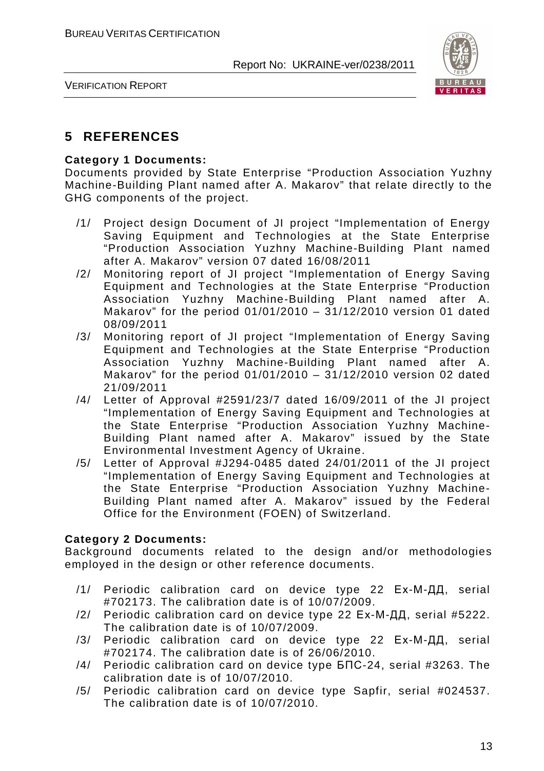# 5 REFERENCES

**Category 1 Documents:**
Documents provided by State Enterprise "Production Association Yuzhny Machine-Building Plant named after A. Makarov" that relate directly to the GHG components of the project.

/1/ Project design Document of JI project "Implementation of Energy Saving Equipment and Technologies at the State Enterprise "Production Association Yuzhny Machine-Building Plant named after A. Makarov" version 07 dated 16/08/2011

/2/ Monitoring report of JI project "Implementation of Energy Saving Equipment and Technologies at the State Enterprise "Production Association Yuzhny Machine-Building Plant named after A. Makarov" for the period 01/01/2010 – 31/12/2010 version 01 dated 08/09/2011

/3/ Monitoring report of JI project "Implementation of Energy Saving Equipment and Technologies at the State Enterprise "Production Association Yuzhny Machine-Building Plant named after A. Makarov" for the period 01/01/2010 – 31/12/2010 version 02 dated 21/09/2011

/4/ Letter of Approval #2591/23/7 dated 16/09/2011 of the JI project "Implementation of Energy Saving Equipment and Technologies at the State Enterprise "Production Association Yuzhny Machine-Building Plant named after A. Makarov" issued by the State Environmental Investment Agency of Ukraine.

/5/ Letter of Approval #J294-0485 dated 24/01/2011 of the JI project "Implementation of Energy Saving Equipment and Technologies at the State Enterprise "Production Association Yuzhny Machine-Building Plant named after A. Makarov" issued by the Federal Office for the Environment (FOEN) of Switzerland.

**Category 2 Documents:**
Background documents related to the design and/or methodologies employed in the design or other reference documents.

/1/ Periodic calibration card on device type 22 Ех-М-ДД, serial #702173. The calibration date is of 10/07/2009.

/2/ Periodic calibration card on device type 22 Ех-М-ДД, serial #5222. The calibration date is of 10/07/2009.

/3/ Periodic calibration card on device type 22 Ех-М-ДД, serial #702174. The calibration date is of 26/06/2010.

/4/ Periodic calibration card on device type БПС-24, serial #3263. The calibration date is of 10/07/2010.

/5/ Periodic calibration card on device type Sapfir, serial #024537. The calibration date is of 10/07/2010.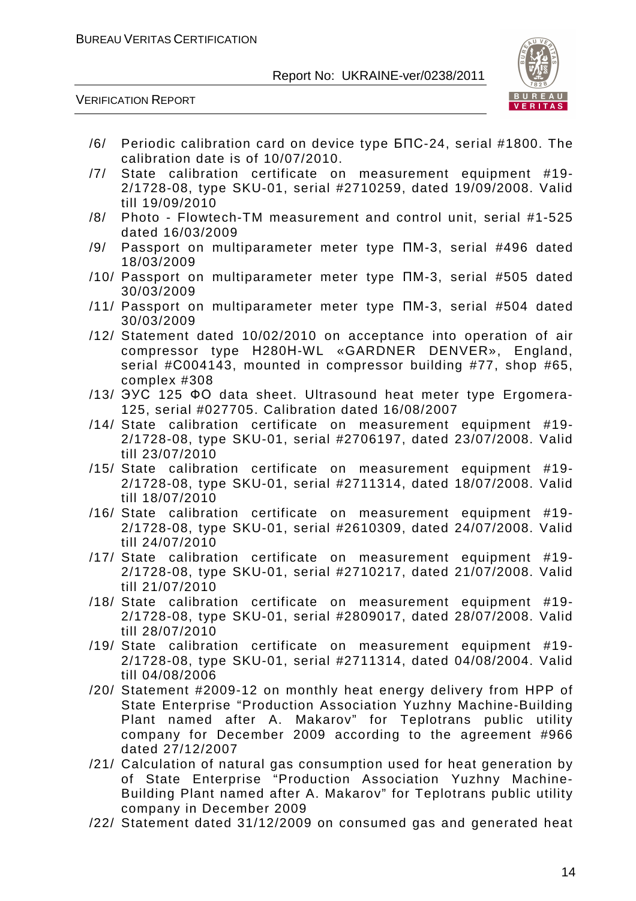/6/ Periodic calibration card on device type БПС-24, serial #1800. The calibration date is of 10/07/2010.

/7/ State calibration certificate on measurement equipment #19-2/1728-08, type SKU-01, serial #2710259, dated 19/09/2008. Valid till 19/09/2010

/8/ Photo - Flowtech-TM measurement and control unit, serial #1-525 dated 16/03/2009

/9/ Passport on multiparameter meter type ПМ-3, serial #496 dated 18/03/2009

/10/ Passport on multiparameter meter type ПМ-3, serial #505 dated 30/03/2009

/11/ Passport on multiparameter meter type ПМ-3, serial #504 dated 30/03/2009

/12/ Statement dated 10/02/2010 on acceptance into operation of air compressor type H280H-WL «GARDNER DENVER», England, serial #C004143, mounted in compressor building #77, shop #65, complex #308

/13/ ЭУС 125 ФО data sheet. Ultrasound heat meter type Ergomera-125, serial #027705. Calibration dated 16/08/2007

/14/ State calibration certificate on measurement equipment #19-2/1728-08, type SKU-01, serial #2706197, dated 23/07/2008. Valid till 23/07/2010

/15/ State calibration certificate on measurement equipment #19-2/1728-08, type SKU-01, serial #2711314, dated 18/07/2008. Valid till 18/07/2010

/16/ State calibration certificate on measurement equipment #19-2/1728-08, type SKU-01, serial #2610309, dated 24/07/2008. Valid till 24/07/2010

/17/ State calibration certificate on measurement equipment #19-2/1728-08, type SKU-01, serial #2710217, dated 21/07/2008. Valid till 21/07/2010

/18/ State calibration certificate on measurement equipment #19-2/1728-08, type SKU-01, serial #2809017, dated 28/07/2008. Valid till 28/07/2010

/19/ State calibration certificate on measurement equipment #19-2/1728-08, type SKU-01, serial #2711314, dated 04/08/2004. Valid till 04/08/2006

/20/ Statement #2009-12 on monthly heat energy delivery from HPP of State Enterprise "Production Association Yuzhny Machine-Building Plant named after A. Makarov" for Teplotrans public utility company for December 2009 according to the agreement #966 dated 27/12/2007

/21/ Calculation of natural gas consumption used for heat generation by of State Enterprise "Production Association Yuzhny Machine-Building Plant named after A. Makarov" for Teplotrans public utility company in December 2009

/22/ Statement dated 31/12/2009 on consumed gas and generated heat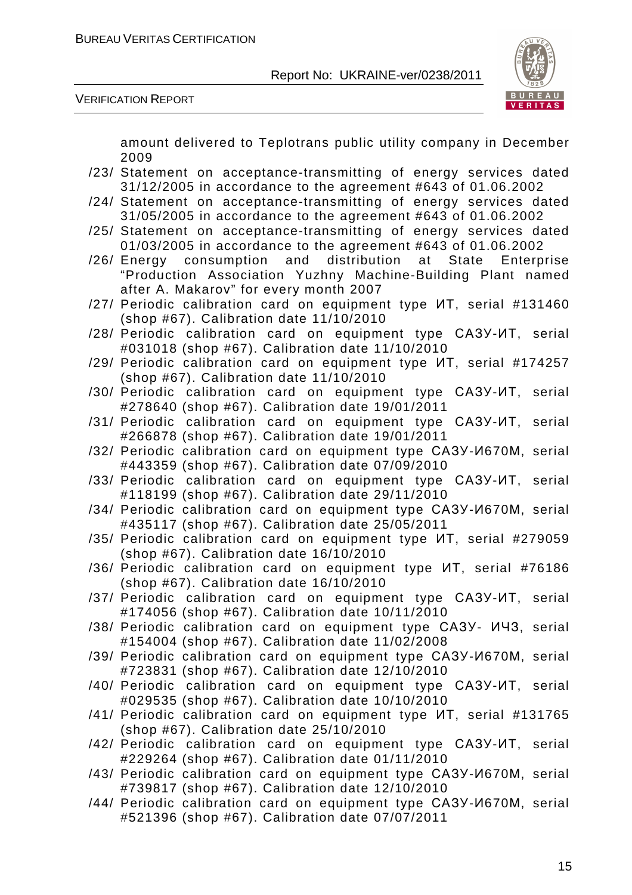amount delivered to Teplotrans public utility company in December 2009

/23/ Statement on acceptance-transmitting of energy services dated 31/12/2005 in accordance to the agreement #643 of 01.06.2002

/24/ Statement on acceptance-transmitting of energy services dated 31/05/2005 in accordance to the agreement #643 of 01.06.2002

/25/ Statement on acceptance-transmitting of energy services dated 01/03/2005 in accordance to the agreement #643 of 01.06.2002

/26/ Energy consumption and distribution at State Enterprise "Production Association Yuzhny Machine-Building Plant named after A. Makarov" for every month 2007

/27/ Periodic calibration card on equipment type ИТ, serial #131460 (shop #67). Calibration date 11/10/2010

/28/ Periodic calibration card on equipment type САЗУ-ИТ, serial #031018 (shop #67). Calibration date 11/10/2010

/29/ Periodic calibration card on equipment type ИТ, serial #174257 (shop #67). Calibration date 11/10/2010

/30/ Periodic calibration card on equipment type САЗУ-ИТ, serial #278640 (shop #67). Calibration date 19/01/2011

/31/ Periodic calibration card on equipment type САЗУ-ИТ, serial #266878 (shop #67). Calibration date 19/01/2011

/32/ Periodic calibration card on equipment type САЗУ-И670М, serial #443359 (shop #67). Calibration date 07/09/2010

/33/ Periodic calibration card on equipment type САЗУ-ИТ, serial #118199 (shop #67). Calibration date 29/11/2010

/34/ Periodic calibration card on equipment type САЗУ-И670М, serial #435117 (shop #67). Calibration date 25/05/2011

/35/ Periodic calibration card on equipment type ИТ, serial #279059 (shop #67). Calibration date 16/10/2010

/36/ Periodic calibration card on equipment type ИТ, serial #76186 (shop #67). Calibration date 16/10/2010

/37/ Periodic calibration card on equipment type САЗУ-ИТ, serial #174056 (shop #67). Calibration date 10/11/2010

/38/ Periodic calibration card on equipment type САЗУ- ИЧЗ, serial #154004 (shop #67). Calibration date 11/02/2008

/39/ Periodic calibration card on equipment type САЗУ-И670М, serial #723831 (shop #67). Calibration date 12/10/2010

/40/ Periodic calibration card on equipment type САЗУ-ИТ, serial #029535 (shop #67). Calibration date 10/10/2010

/41/ Periodic calibration card on equipment type ИТ, serial #131765 (shop #67). Calibration date 25/10/2010

/42/ Periodic calibration card on equipment type САЗУ-ИТ, serial #229264 (shop #67). Calibration date 01/11/2010

/43/ Periodic calibration card on equipment type САЗУ-И670М, serial #739817 (shop #67). Calibration date 12/10/2010

/44/ Periodic calibration card on equipment type САЗУ-И670М, serial #521396 (shop #67). Calibration date 07/07/2011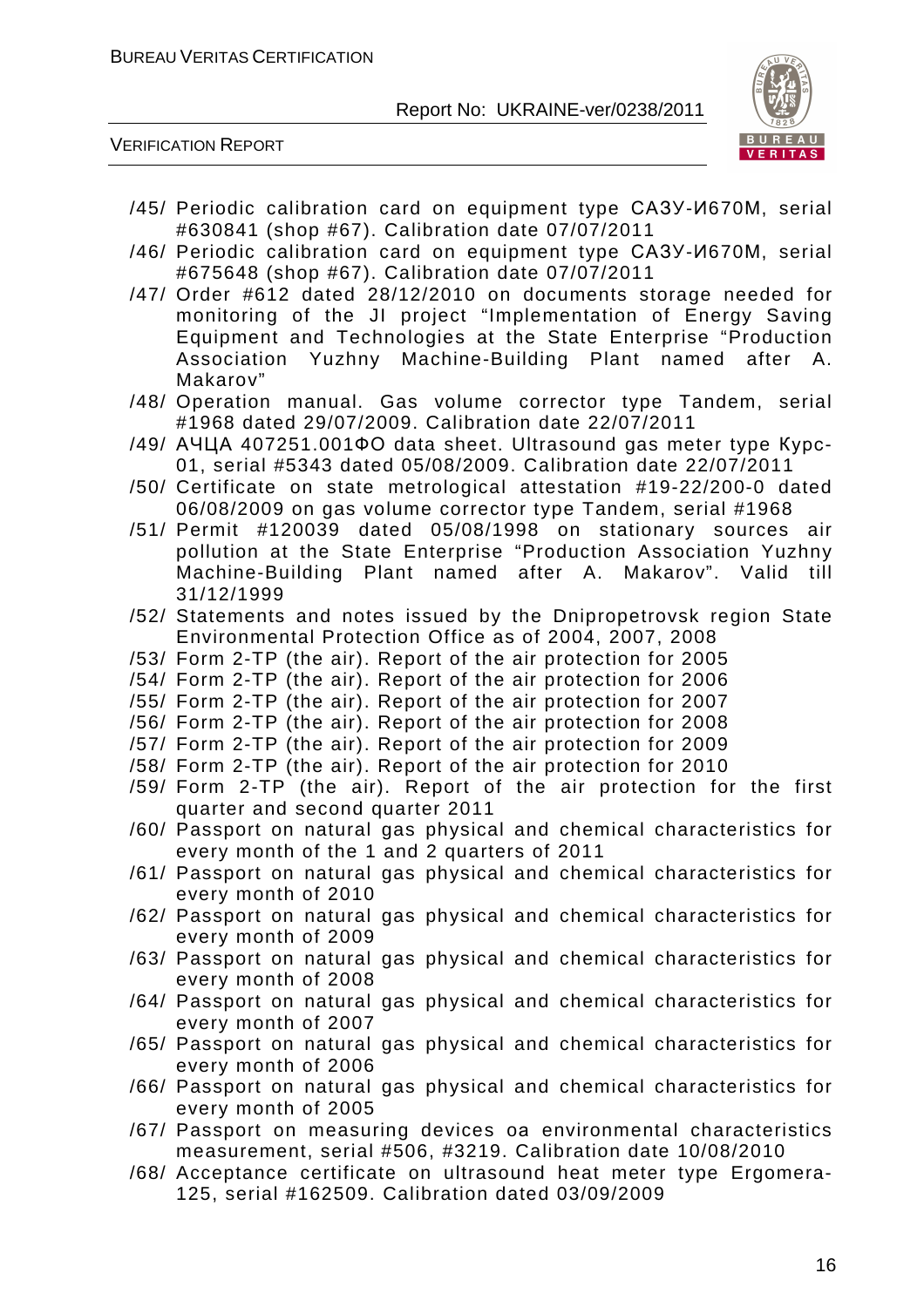/45/ Periodic calibration card on equipment type САЗУ-И670М, serial #630841 (shop #67). Calibration date 07/07/2011

/46/ Periodic calibration card on equipment type САЗУ-И670М, serial #675648 (shop #67). Calibration date 07/07/2011

/47/ Order #612 dated 28/12/2010 on documents storage needed for monitoring of the JI project "Implementation of Energy Saving Equipment and Technologies at the State Enterprise "Production Association Yuzhny Machine-Building Plant named after A. Makarov"

/48/ Operation manual. Gas volume corrector type Tandem, serial #1968 dated 29/07/2009. Calibration date 22/07/2011

/49/ АЧЦА 407251.001ФО data sheet. Ultrasound gas meter type Курс-01, serial #5343 dated 05/08/2009. Calibration date 22/07/2011

/50/ Certificate on state metrological attestation #19-22/200-0 dated 06/08/2009 on gas volume corrector type Tandem, serial #1968

/51/ Permit #120039 dated 05/08/1998 on stationary sources air pollution at the State Enterprise "Production Association Yuzhny Machine-Building Plant named after A. Makarov". Valid till 31/12/1999

/52/ Statements and notes issued by the Dnipropetrovsk region State Environmental Protection Office as of 2004, 2007, 2008

/53/ Form 2-TP (the air). Report of the air protection for 2005

/54/ Form 2-TP (the air). Report of the air protection for 2006

/55/ Form 2-TP (the air). Report of the air protection for 2007

/56/ Form 2-TP (the air). Report of the air protection for 2008

/57/ Form 2-TP (the air). Report of the air protection for 2009

/58/ Form 2-TP (the air). Report of the air protection for 2010

/59/ Form 2-TP (the air). Report of the air protection for the first quarter and second quarter 2011

/60/ Passport on natural gas physical and chemical characteristics for every month of the 1 and 2 quarters of 2011

/61/ Passport on natural gas physical and chemical characteristics for every month of 2010

/62/ Passport on natural gas physical and chemical characteristics for every month of 2009

/63/ Passport on natural gas physical and chemical characteristics for every month of 2008

/64/ Passport on natural gas physical and chemical characteristics for every month of 2007

/65/ Passport on natural gas physical and chemical characteristics for every month of 2006

/66/ Passport on natural gas physical and chemical characteristics for every month of 2005

/67/ Passport on measuring devices oa environmental characteristics measurement, serial #506, #3219. Calibration date 10/08/2010

/68/ Acceptance certificate on ultrasound heat meter type Ergomera-125, serial #162509. Calibration dated 03/09/2009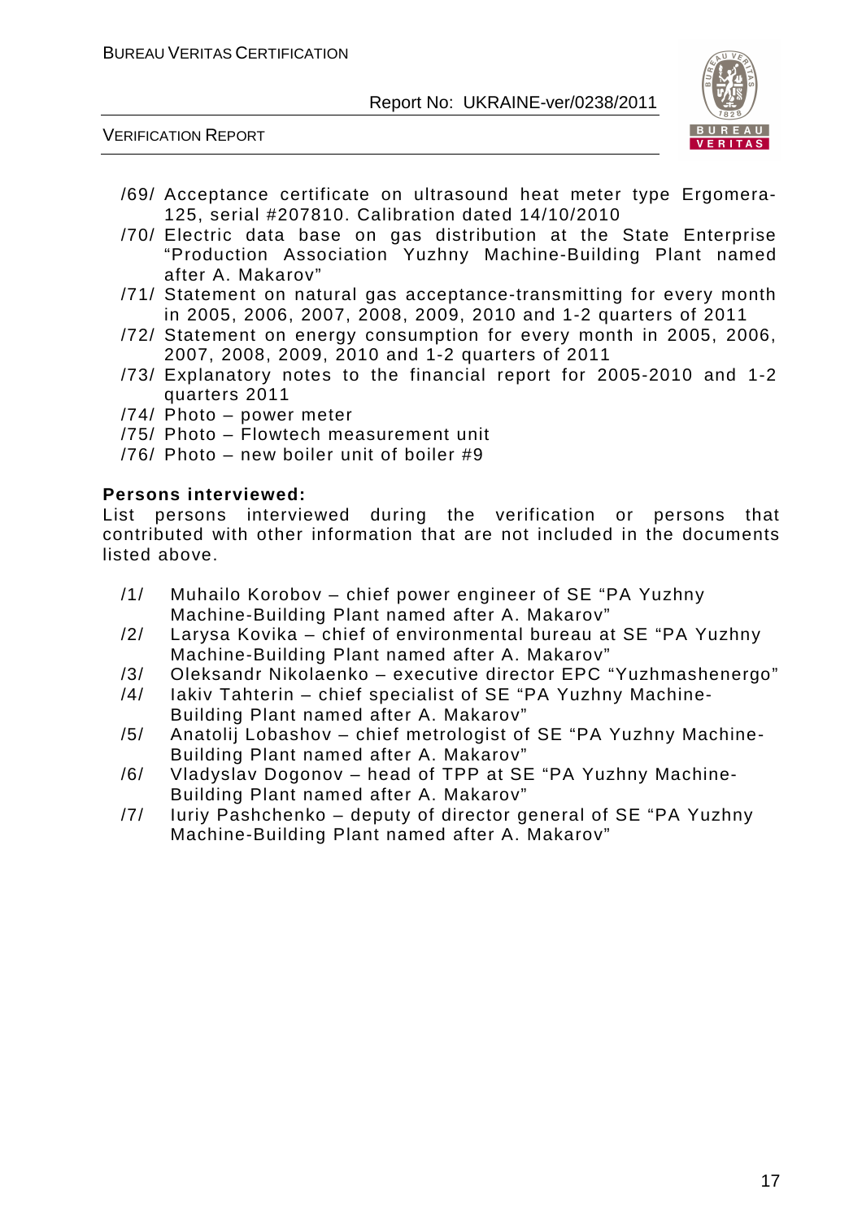/69/ Acceptance certificate on ultrasound heat meter type Ergomera-125, serial #207810. Calibration dated 14/10/2010

/70/ Electric data base on gas distribution at the State Enterprise "Production Association Yuzhny Machine-Building Plant named after A. Makarov"

/71/ Statement on natural gas acceptance-transmitting for every month in 2005, 2006, 2007, 2008, 2009, 2010 and 1-2 quarters of 2011

/72/ Statement on energy consumption for every month in 2005, 2006, 2007, 2008, 2009, 2010 and 1-2 quarters of 2011

/73/ Explanatory notes to the financial report for 2005-2010 and 1-2 quarters 2011

/74/ Photo – power meter

/75/ Photo – Flowtech measurement unit

/76/ Photo – new boiler unit of boiler #9

**Persons interviewed:**

List persons interviewed during the verification or persons that contributed with other information that are not included in the documents listed above.

/1/ Muhailo Korobov – chief power engineer of SE "PA Yuzhny Machine-Building Plant named after A. Makarov"

/2/ Larysa Kovika – chief of environmental bureau at SE "PA Yuzhny Machine-Building Plant named after A. Makarov"

/3/ Oleksandr Nikolaenko – executive director EPC "Yuzhmashenergo"

/4/ Iakiv Tahterin – chief specialist of SE "PA Yuzhny Machine-Building Plant named after A. Makarov"

/5/ Anatolij Lobashov – chief metrologist of SE "PA Yuzhny Machine-Building Plant named after A. Makarov"

/6/ Vladyslav Dogonov – head of TPP at SE "PA Yuzhny Machine-Building Plant named after A. Makarov"

/7/ Iuriy Pashchenko – deputy of director general of SE "PA Yuzhny Machine-Building Plant named after A. Makarov"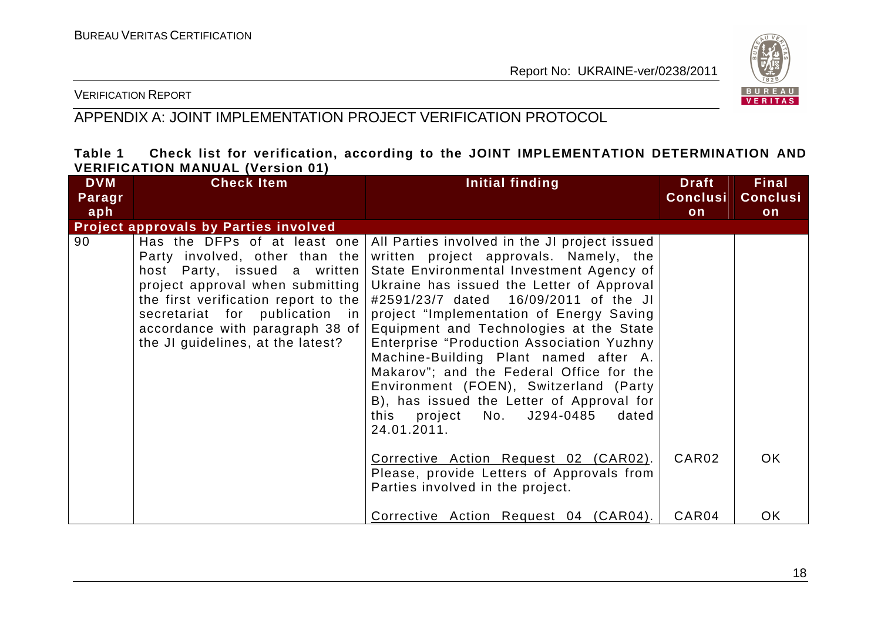VERIFICATION REPORT

## APPENDIX A: JOINT IMPLEMENTATION PROJECT VERIFICATION PROTOCOL

**Table 1 Check list for verification, according to the JOINT IMPLEMENTATION DETERMINATION AND VERIFICATION MANUAL (Version 01)**

| DVM Paragraph | Check Item | Initial finding | Draft Conclusion | Final Conclusion |
|---|---|---|---|---|
| **Project approvals by Parties involved** | | | | |
| 90 | Has the DFPs of at least one Party involved, other than the host Party, issued a written project approval when submitting the first verification report to the secretariat for publication in accordance with paragraph 38 of the JI guidelines, at the latest? | All Parties involved in the JI project issued written project approvals. Namely, the State Environmental Investment Agency of Ukraine has issued the Letter of Approval #2591/23/7 dated 16/09/2011 of the JI project "Implementation of Energy Saving Equipment and Technologies at the State Enterprise "Production Association Yuzhny Machine-Building Plant named after A. Makarov"; and the Federal Office for the Environment (FOEN), Switzerland (Party B), has issued the Letter of Approval for this project No. J294-0485 dated 24.01.2011. | | |
| | | Corrective Action Request 02 (CAR02). Please, provide Letters of Approvals from Parties involved in the project. | CAR02 | OK |
| | | Corrective Action Request 04 (CAR04). | CAR04 | OK |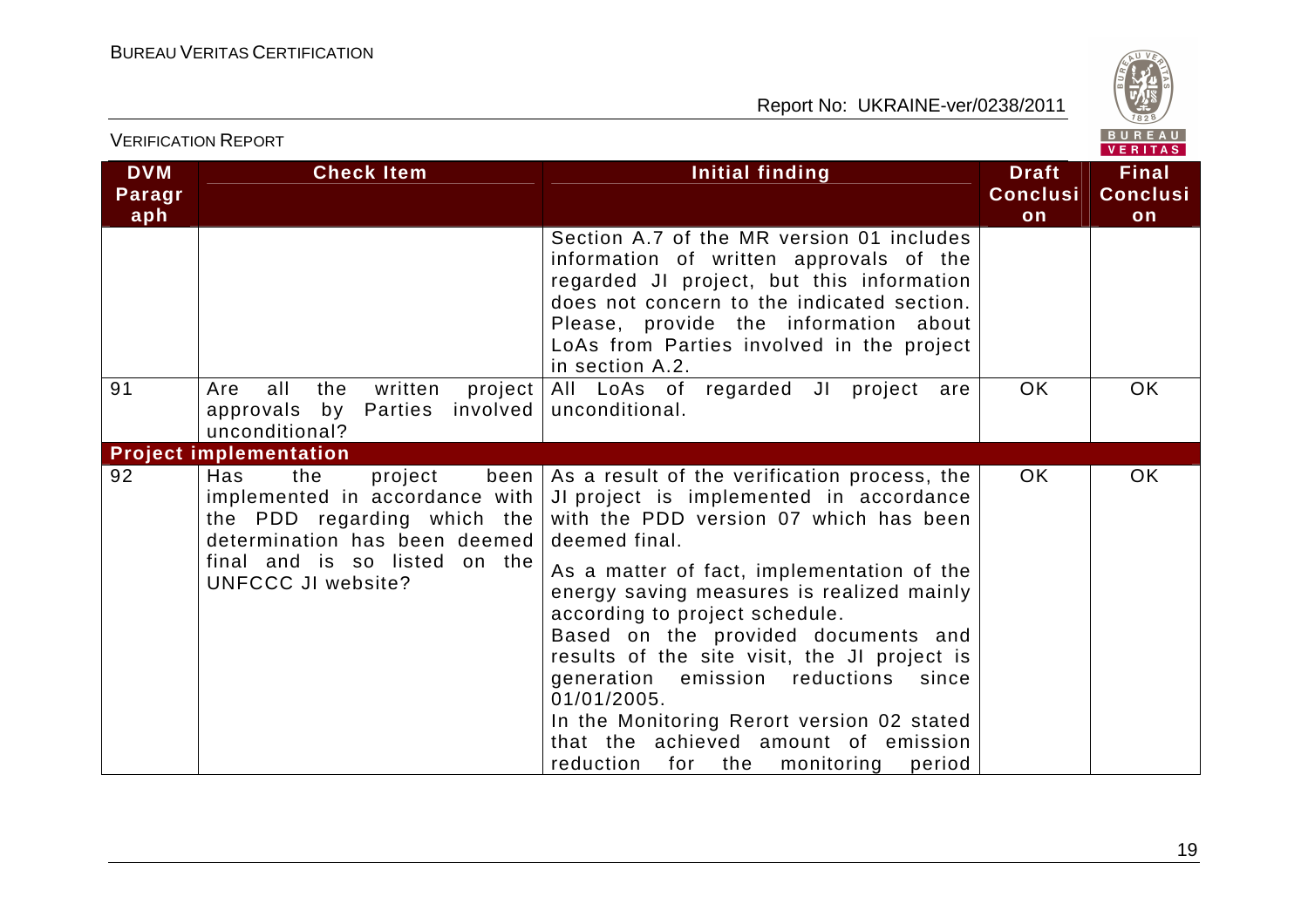| DVM Paragraph | Check Item | Initial finding | Draft Conclusion | Final Conclusion |
|---|---|---|---|---|
| | | Section A.7 of the MR version 01 includes information of written approvals of the regarded JI project, but this information does not concern to the indicated section. Please, provide the information about LoAs from Parties involved in the project in section A.2. | | |
| 91 | Are all the written project approvals by Parties involved unconditional? | All LoAs of regarded JI project are unconditional. | OK | OK |
| **Project implementation** | | | | |
| 92 | Has the project been implemented in accordance with the PDD regarding which the determination has been deemed final and is so listed on the UNFCCC JI website? | As a result of the verification process, the JI project is implemented in accordance with the PDD version 07 which has been deemed final.<br><br>As a matter of fact, implementation of the energy saving measures is realized mainly according to project schedule.<br>Based on the provided documents and results of the site visit, the JI project is generation emission reductions since 01/01/2005.<br>In the Monitoring Rerort version 02 stated that the achieved amount of emission reduction for the monitoring period | OK | OK |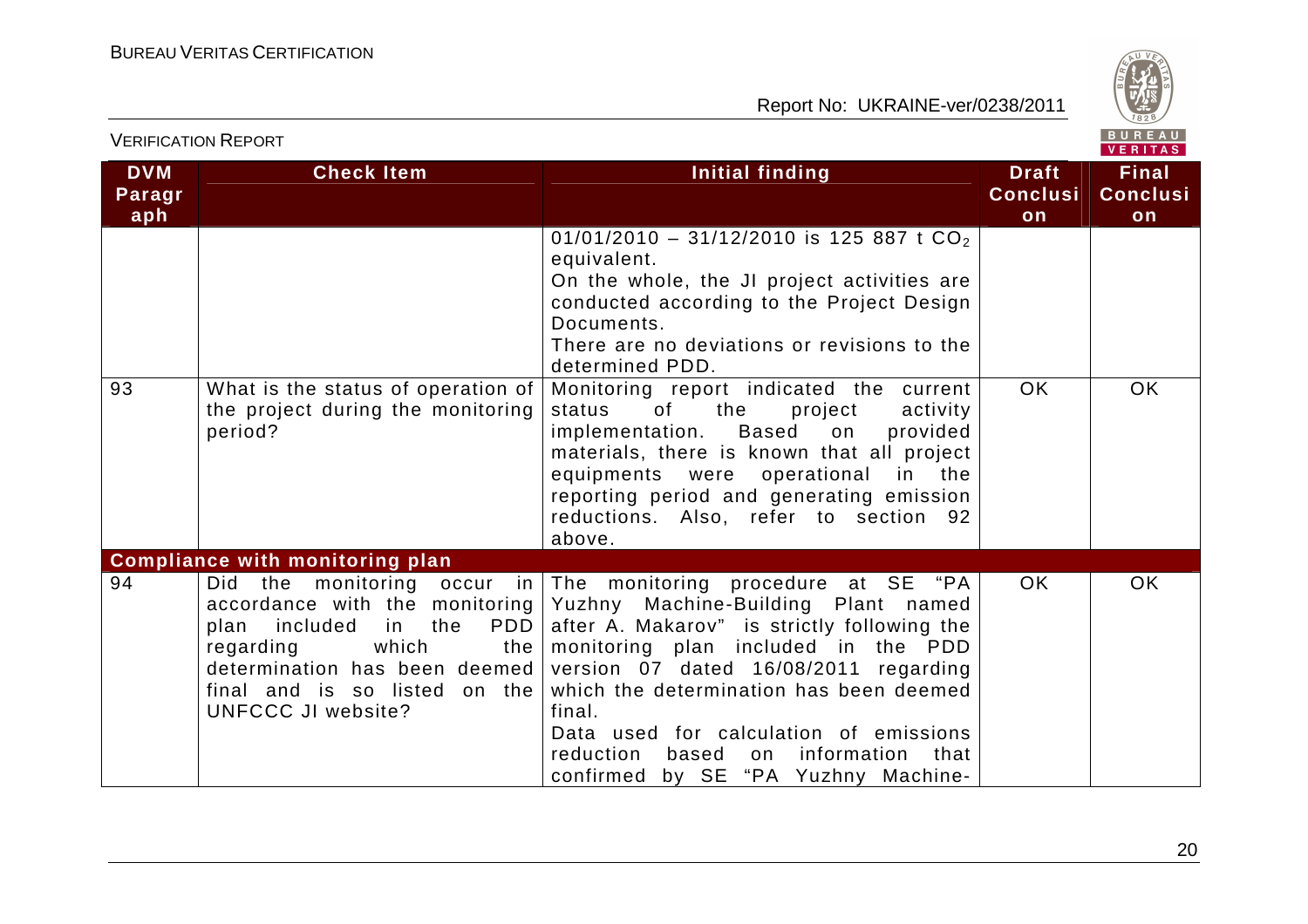| DVM Paragraph | Check Item | Initial finding | Draft Conclusion | Final Conclusion |
|---|---|---|---|---|
| | | 01/01/2010 – 31/12/2010 is 125 887 t $CO_2$ equivalent.<br>On the whole, the JI project activities are conducted according to the Project Design Documents.<br>There are no deviations or revisions to the determined PDD. | | |
| 93 | What is the status of operation of the project during the monitoring period? | Monitoring report indicated the current status of the project activity implementation. Based on provided materials, there is known that all project equipments were operational in the reporting period and generating emission reductions. Also, refer to section 92 above. | OK | OK |
| **Compliance with monitoring plan** | | | | |
| 94 | Did the monitoring occur in accordance with the monitoring plan included in the PDD regarding which the determination has been deemed final and is so listed on the UNFCCC JI website? | The monitoring procedure at SE "PA Yuzhny Machine-Building Plant named after A. Makarov" is strictly following the monitoring plan included in the PDD version 07 dated 16/08/2011 regarding which the determination has been deemed final.<br>Data used for calculation of emissions reduction based on information that confirmed by SE "PA Yuzhny Machine- | OK | OK |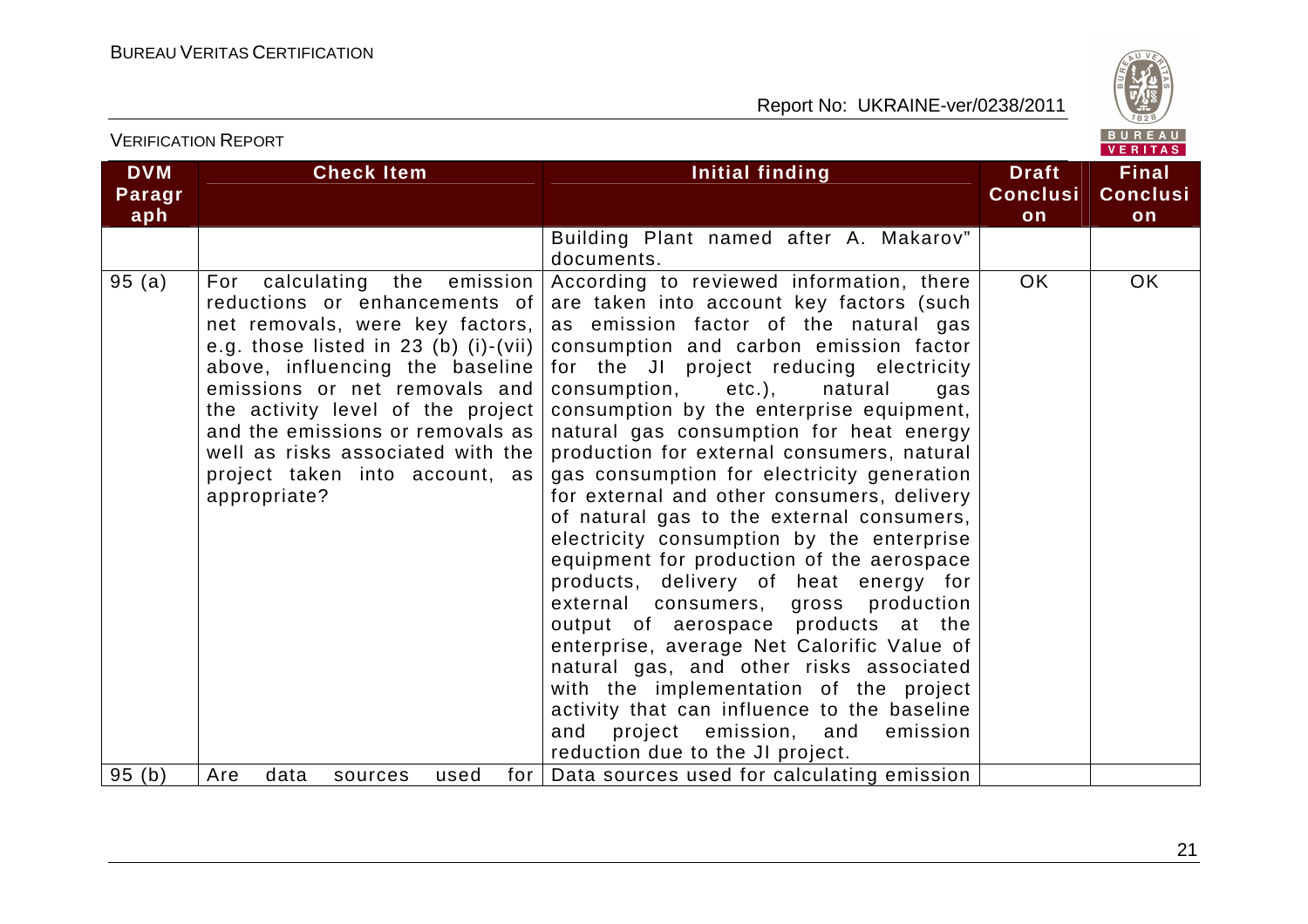| DVM Paragraph | Check Item | Initial finding | Draft Conclusion | Final Conclusion |
|---|---|---|---|---|
| | | Building Plant named after A. Makarov" documents. | | |
| 95 (a) | For calculating the emission reductions or enhancements of net removals, were key factors, e.g. those listed in 23 (b) (i)-(vii) above, influencing the baseline emissions or net removals and the activity level of the project and the emissions or removals as well as risks associated with the project taken into account, as appropriate? | According to reviewed information, there are taken into account key factors (such as emission factor of the natural gas consumption and carbon emission factor for the JI project reducing electricity consumption, etc.), natural gas consumption by the enterprise equipment, natural gas consumption for heat energy production for external consumers, natural gas consumption for electricity generation for external and other consumers, delivery of natural gas to the external consumers, electricity consumption by the enterprise equipment for production of the aerospace products, delivery of heat energy for external consumers, gross production output of aerospace products at the enterprise, average Net Calorific Value of natural gas, and other risks associated with the implementation of the project activity that can influence to the baseline and project emission, and emission reduction due to the JI project. | OK | OK |
| 95 (b) | Are data sources used for | Data sources used for calculating emission | | |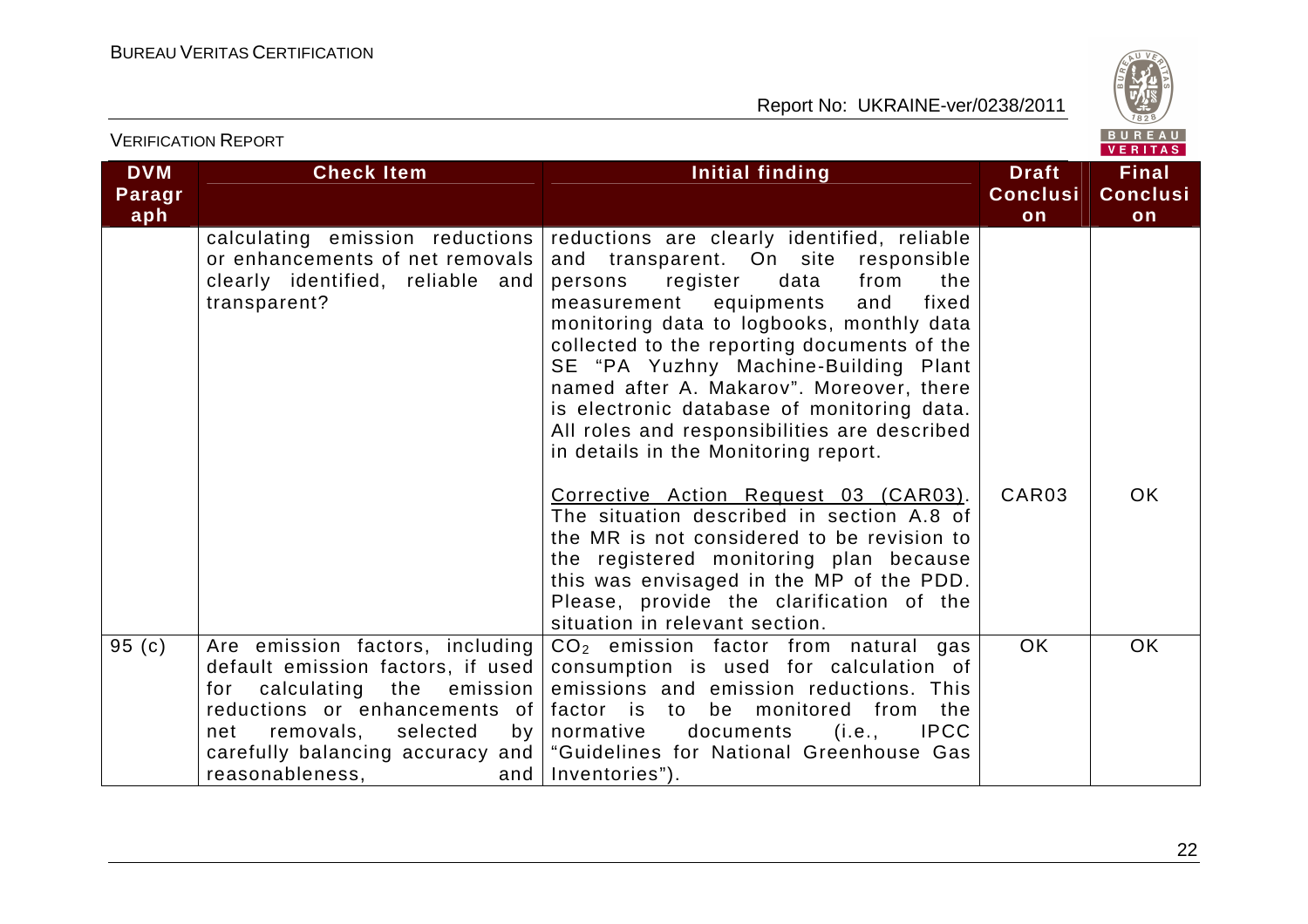| DVM Paragraph | Check Item | Initial finding | Draft Conclusion | Final Conclusion |
|---|---|---|---|---|
| | calculating emission reductions or enhancements of net removals clearly identified, reliable and transparent? | reductions are clearly identified, reliable and transparent. On site responsible persons register data from the measurement equipments and fixed monitoring data to logbooks, monthly data collected to the reporting documents of the SE "PA Yuzhny Machine-Building Plant named after A. Makarov". Moreover, there is electronic database of monitoring data. All roles and responsibilities are described in details in the Monitoring report.<br><br>Corrective Action Request 03 (CAR03). The situation described in section A.8 of the MR is not considered to be revision to the registered monitoring plan because this was envisaged in the MP of the PDD. Please, provide the clarification of the situation in relevant section. | CAR03 | OK |
| 95 (c) | Are emission factors, including default emission factors, if used for calculating the emission reductions or enhancements of net removals, selected by carefully balancing accuracy and reasonableness, and | $CO_2$ emission factor from natural gas consumption is used for calculation of emissions and emission reductions. This factor is to be monitored from the normative documents (i.e., IPCC "Guidelines for National Greenhouse Gas Inventories"). | OK | OK |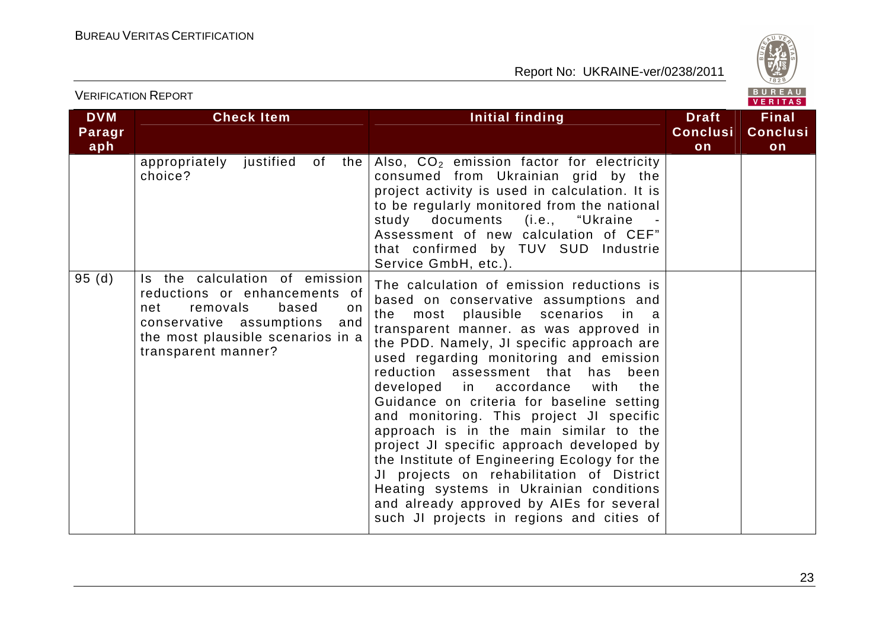| DVM Paragraph | Check Item | Initial finding | Draft Conclusion | Final Conclusion |
|---|---|---|---|---|
| | appropriately justified of the choice? | Also, $CO_2$ emission factor for electricity consumed from Ukrainian grid by the project activity is used in calculation. It is to be regularly monitored from the national study documents (i.e., "Ukraine - Assessment of new calculation of CEF" that confirmed by TUV SUD Industrie Service GmbH, etc.). | | |
| 95 (d) | Is the calculation of emission reductions or enhancements of net removals based on conservative assumptions and the most plausible scenarios in a transparent manner? | The calculation of emission reductions is based on conservative assumptions and the most plausible scenarios in a transparent manner. as was approved in the PDD. Namely, JI specific approach are used regarding monitoring and emission reduction assessment that has been developed in accordance with the Guidance on criteria for baseline setting and monitoring. This project JI specific approach is in the main similar to the project JI specific approach developed by the Institute of Engineering Ecology for the JI projects on rehabilitation of District Heating systems in Ukrainian conditions and already approved by AIEs for several such JI projects in regions and cities of | | |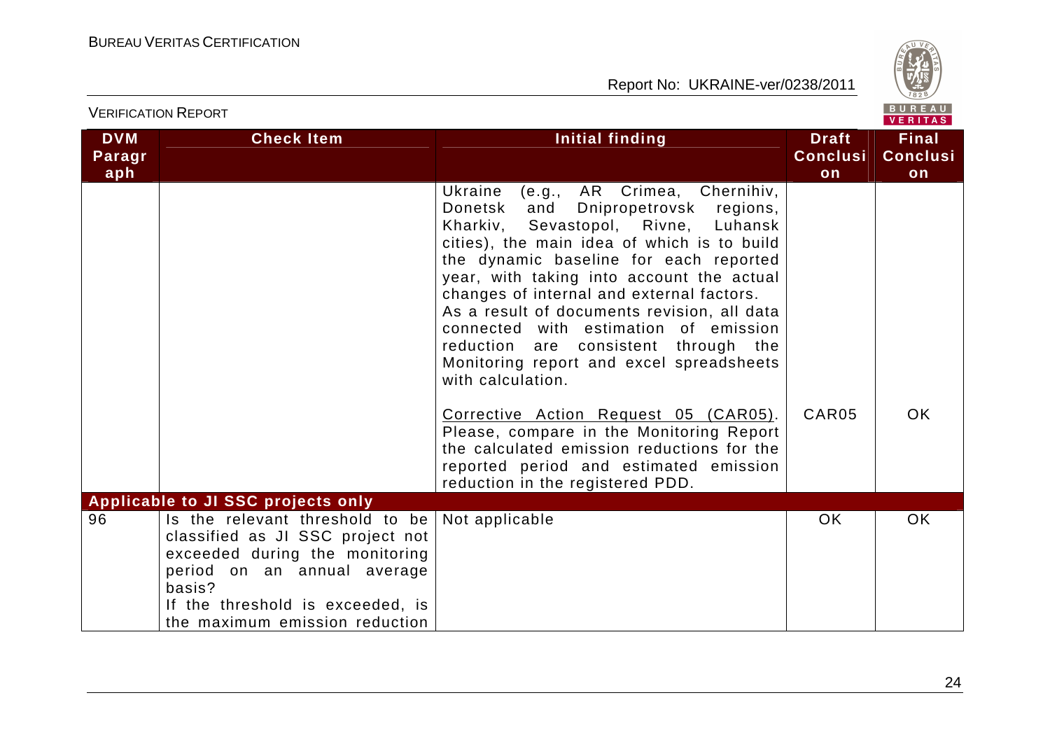| DVM Paragraph | Check Item | Initial finding | Draft Conclusion | Final Conclusion |
|---|---|---|---|---|
| | | Ukraine (e.g., AR Crimea, Chernihiv, Donetsk and Dnipropetrovsk regions, Kharkiv, Sevastopol, Rivne, Luhansk cities), the main idea of which is to build the dynamic baseline for each reported year, with taking into account the actual changes of internal and external factors. As a result of documents revision, all data connected with estimation of emission reduction are consistent through the Monitoring report and excel spreadsheets with calculation. | | |
| | | Corrective Action Request 05 (CAR05). Please, compare in the Monitoring Report the calculated emission reductions for the reported period and estimated emission reduction in the registered PDD. | CAR05 | OK |
| **Applicable to JI SSC projects only** | | | | |
| 96 | Is the relevant threshold to be classified as JI SSC project not exceeded during the monitoring period on an annual average basis? If the threshold is exceeded, is the maximum emission reduction | Not applicable | OK | OK |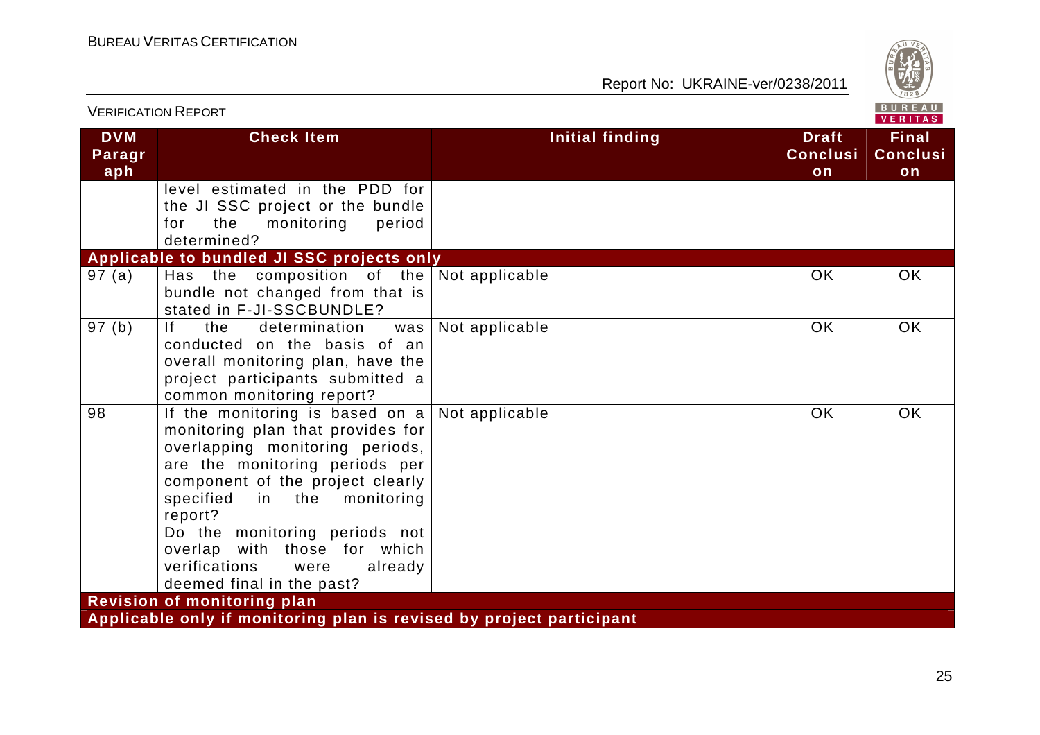| DVM Paragraph | Check Item | Initial finding | Draft Conclusion | Final Conclusion |
|---|---|---|---|---|
| | level estimated in the PDD for the JI SSC project or the bundle for the monitoring period determined? | | | |
| **Applicable to bundled JI SSC projects only** | | | | |
| 97 (a) | Has the composition of the bundle not changed from that is stated in F-JI-SSCBUNDLE? | Not applicable | OK | OK |
| 97 (b) | If the determination was conducted on the basis of an overall monitoring plan, have the project participants submitted a common monitoring report? | Not applicable | OK | OK |
| 98 | If the monitoring is based on a monitoring plan that provides for overlapping monitoring periods, are the monitoring periods per component of the project clearly specified in the monitoring report? Do the monitoring periods not overlap with those for which verifications were already deemed final in the past? | Not applicable | OK | OK |
| **Revision of monitoring plan** | | | | |
| **Applicable only if monitoring plan is revised by project participant** | | | | |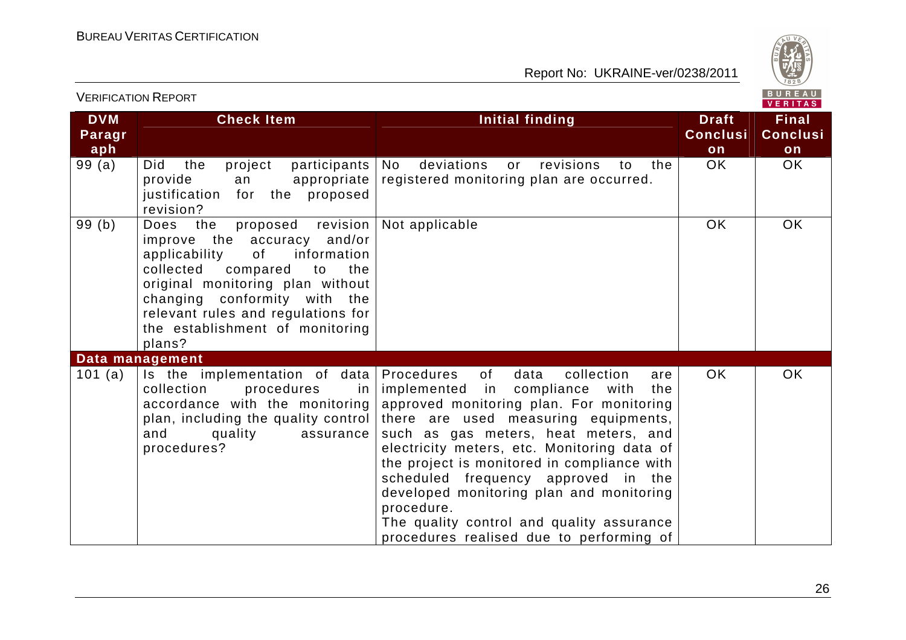| DVM Paragraph | Check Item | Initial finding | Draft Conclusion | Final Conclusion |
|---|---|---|---|---|
| 99 (a) | Did the project participants provide an appropriate justification for the proposed revision? | No deviations or revisions to the registered monitoring plan are occurred. | OK | OK |
| 99 (b) | Does the proposed revision improve the accuracy and/or applicability of information collected compared to the original monitoring plan without changing conformity with the relevant rules and regulations for the establishment of monitoring plans? | Not applicable | OK | OK |
| **Data management** | | | | |
| 101 (a) | Is the implementation of data collection procedures in accordance with the monitoring plan, including the quality control and quality assurance procedures? | Procedures of data collection are implemented in compliance with the approved monitoring plan. For monitoring there are used measuring equipments, such as gas meters, heat meters, and electricity meters, etc. Monitoring data of the project is monitored in compliance with scheduled frequency approved in the developed monitoring plan and monitoring procedure.<br>The quality control and quality assurance procedures realised due to performing of | OK | OK |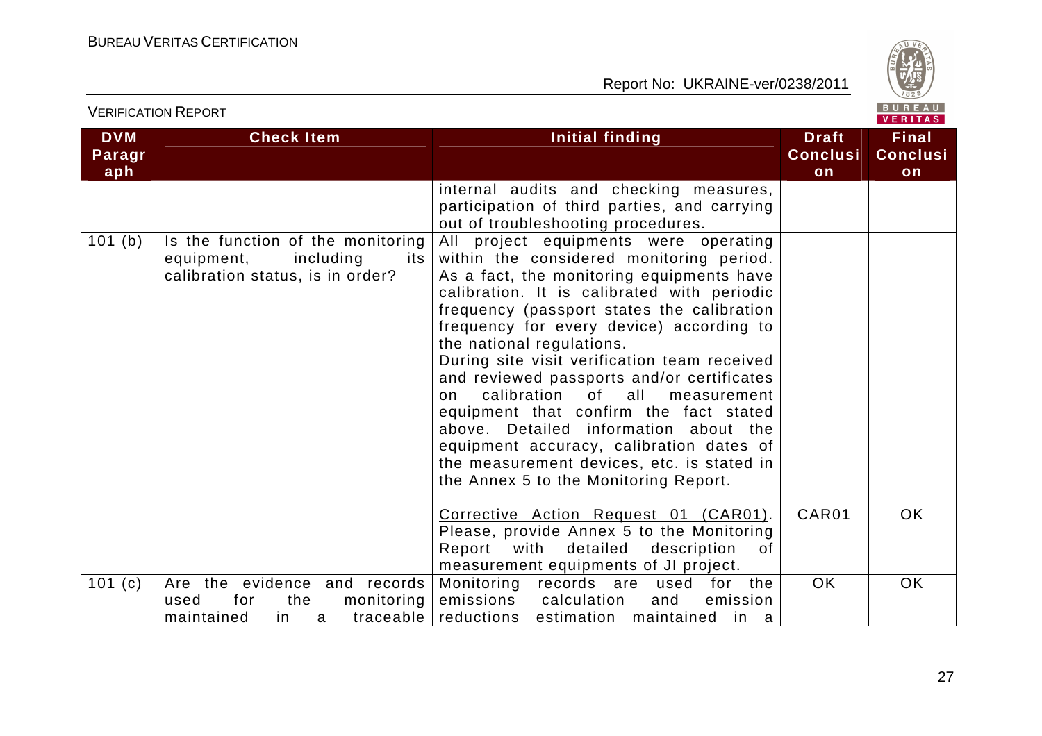| DVM Paragraph | Check Item | Initial finding | Draft Conclusion | Final Conclusion |
|---|---|---|---|---|
| | | internal audits and checking measures, participation of third parties, and carrying out of troubleshooting procedures. | | |
| 101 (b) | Is the function of the monitoring equipment, including its calibration status, is in order? | All project equipments were operating within the considered monitoring period. As a fact, the monitoring equipments have calibration. It is calibrated with periodic frequency (passport states the calibration frequency for every device) according to the national regulations.<br>During site visit verification team received and reviewed passports and/or certificates on calibration of all measurement equipment that confirm the fact stated above. Detailed information about the equipment accuracy, calibration dates of the measurement devices, etc. is stated in the Annex 5 to the Monitoring Report. | | |
| | | Corrective Action Request 01 (CAR01). Please, provide Annex 5 to the Monitoring Report with detailed description of measurement equipments of JI project. | CAR01 | OK |
| 101 (c) | Are the evidence and records used for the monitoring maintained in a traceable | Monitoring records are used for the emissions calculation and emission reductions estimation maintained in a | OK | OK |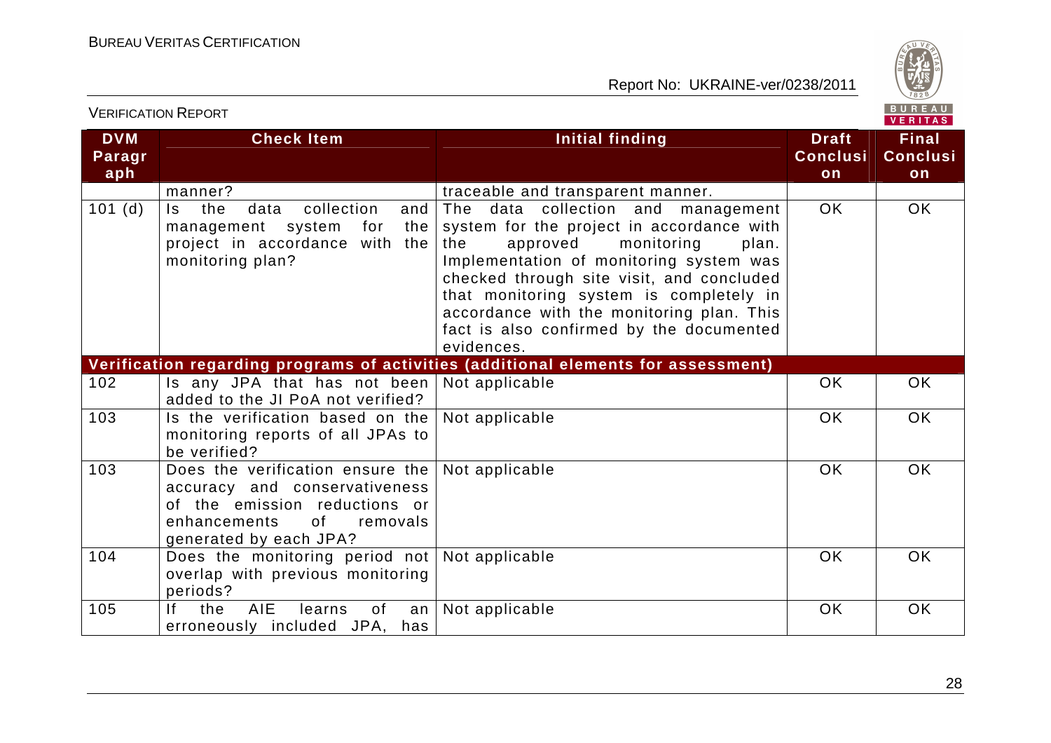| DVM Paragraph | Check Item | Initial finding | Draft Conclusion | Final Conclusion |
|---|---|---|---|---|
| | manner? | traceable and transparent manner. | | |
| 101 (d) | Is the data collection and management system for the project in accordance with the monitoring plan? | The data collection and management system for the project in accordance with the approved monitoring plan. Implementation of monitoring system was checked through site visit, and concluded that monitoring system is completely in accordance with the monitoring plan. This fact is also confirmed by the documented evidences. | OK | OK |
| **Verification regarding programs of activities (additional elements for assessment)** | | | | |
| 102 | Is any JPA that has not been added to the JI PoA not verified? | Not applicable | OK | OK |
| 103 | Is the verification based on the monitoring reports of all JPAs to be verified? | Not applicable | OK | OK |
| 103 | Does the verification ensure the accuracy and conservativeness of the emission reductions or enhancements of removals generated by each JPA? | Not applicable | OK | OK |
| 104 | Does the monitoring period not overlap with previous monitoring periods? | Not applicable | OK | OK |
| 105 | If the AIE learns of an erroneously included JPA, has | Not applicable | OK | OK |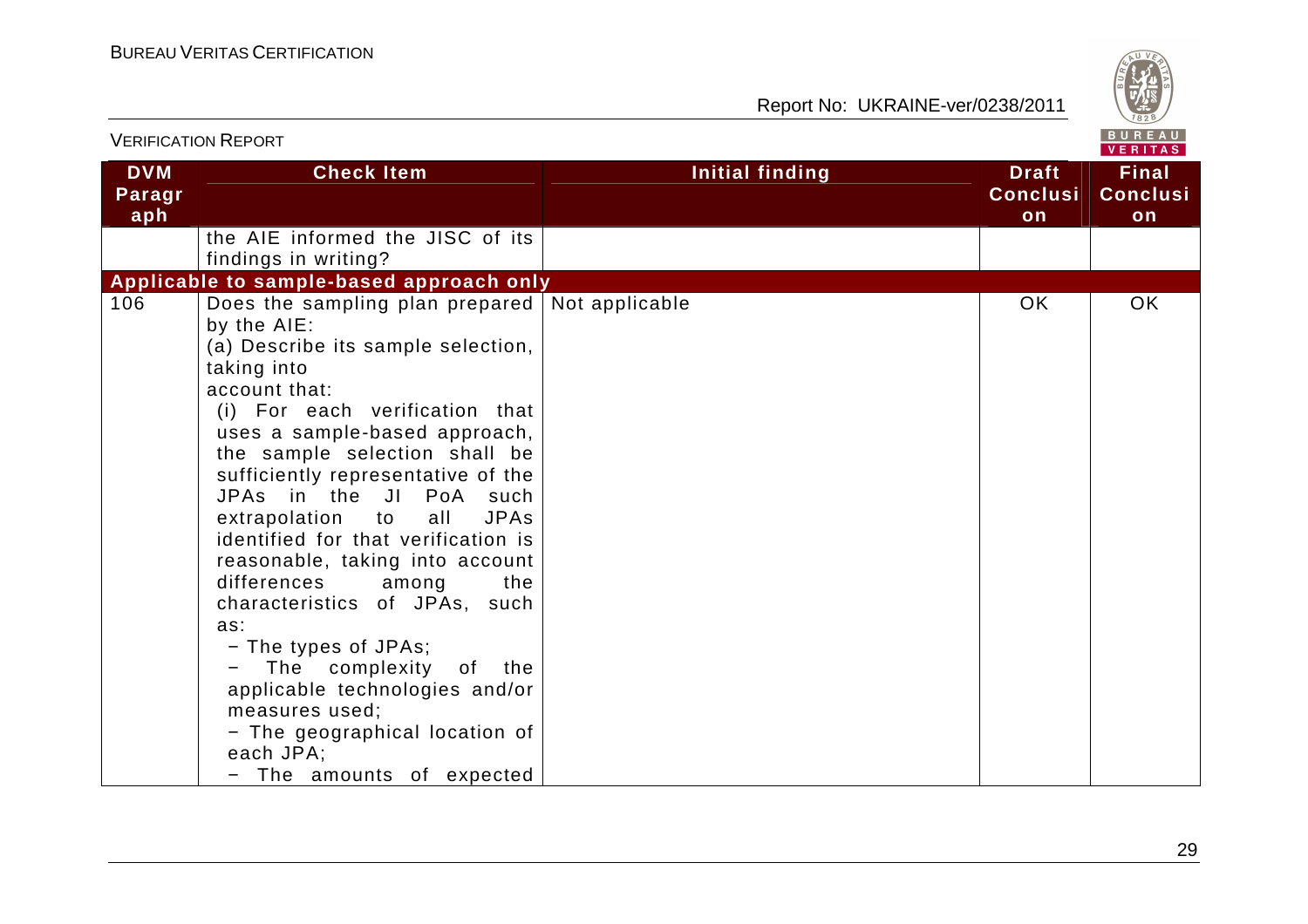| DVM Paragraph | Check Item | Initial finding | Draft Conclusion | Final Conclusion |
|---|---|---|---|---|
| | the AIE informed the JISC of its findings in writing? | | | |
| **Applicable to sample-based approach only** | | | | |
| 106 | Does the sampling plan prepared by the AIE:<br>(a) Describe its sample selection, taking into account that:<br>(i) For each verification that uses a sample-based approach, the sample selection shall be sufficiently representative of the JPAs in the JI PoA such extrapolation to all JPAs identified for that verification is reasonable, taking into account differences among the characteristics of JPAs, such as:<br>− The types of JPAs;<br>− The complexity of the applicable technologies and/or measures used;<br>− The geographical location of each JPA;<br>− The amounts of expected | Not applicable | OK | OK |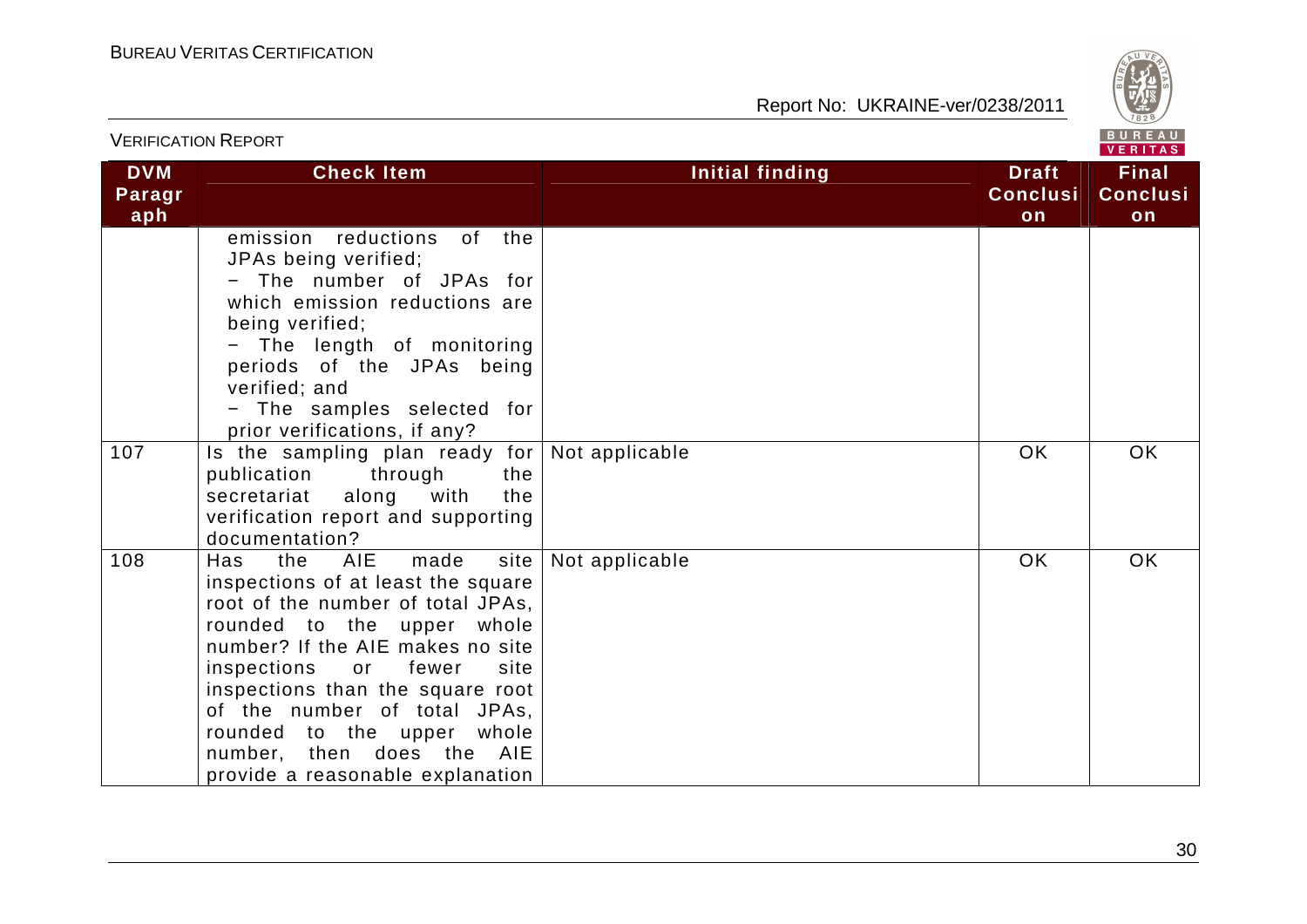| DVM Paragraph | Check Item | Initial finding | Draft Conclusion | Final Conclusion |
|---|---|---|---|---|
| | emission reductions of the JPAs being verified;<br>− The number of JPAs for which emission reductions are being verified;<br>− The length of monitoring periods of the JPAs being verified; and<br>− The samples selected for prior verifications, if any? | | | |
| 107 | Is the sampling plan ready for publication through the secretariat along with the verification report and supporting documentation? | Not applicable | OK | OK |
| 108 | Has the AIE made site inspections of at least the square root of the number of total JPAs, rounded to the upper whole number? If the AIE makes no site inspections or fewer site inspections than the square root of the number of total JPAs, rounded to the upper whole number, then does the AIE provide a reasonable explanation | Not applicable | OK | OK |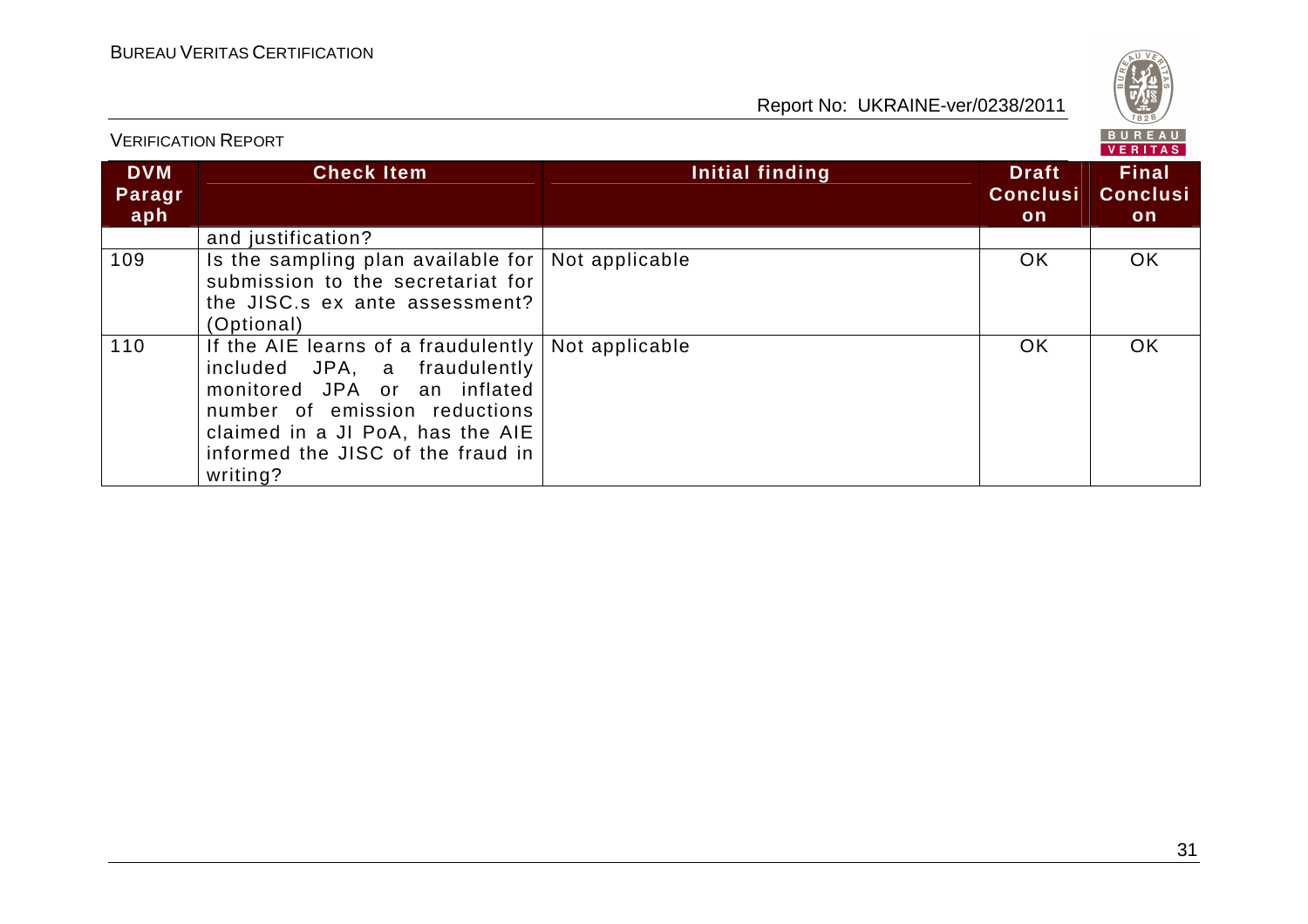| DVM Paragraph | Check Item | Initial finding | Draft Conclusion | Final Conclusion |
|---|---|---|---|---|
| | and justification? | | | |
| 109 | Is the sampling plan available for submission to the secretariat for the JISC.s ex ante assessment? (Optional) | Not applicable | OK | OK |
| 110 | If the AIE learns of a fraudulently included JPA, a fraudulently monitored JPA or an inflated number of emission reductions claimed in a JI PoA, has the AIE informed the JISC of the fraud in writing? | Not applicable | OK | OK |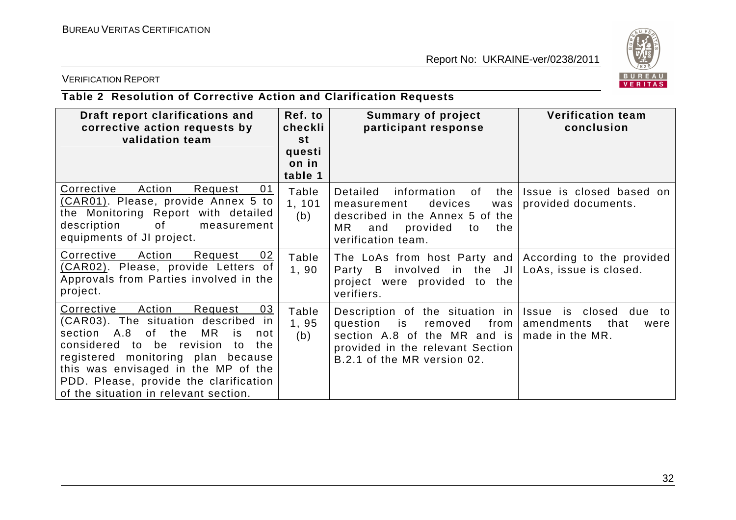**Table 2 Resolution of Corrective Action and Clarification Requests**

| Draft report clarifications and corrective action requests by validation team | Ref. to checklist question in table 1 | Summary of project participant response | Verification team conclusion |
|---|---|---|---|
| Corrective Action Request 01 (CAR01). Please, provide Annex 5 to the Monitoring Report with detailed description of measurement equipments of JI project. | Table 1, 101 (b) | Detailed information of the measurement devices was described in the Annex 5 of the MR and provided to the verification team. | Issue is closed based on provided documents. |
| Corrective Action Request 02 (CAR02). Please, provide Letters of Approvals from Parties involved in the project. | Table 1, 90 | The LoAs from host Party and Party B involved in the JI project were provided to the verifiers. | According to the provided LoAs, issue is closed. |
| Corrective Action Request 03 (CAR03). The situation described in section A.8 of the MR is not considered to be revision to the registered monitoring plan because this was envisaged in the MP of the PDD. Please, provide the clarification of the situation in relevant section. | Table 1, 95 (b) | Description of the situation in question is removed from section A.8 of the MR and is provided in the relevant Section B.2.1 of the MR version 02. | Issue is closed due to amendments that were made in the MR. |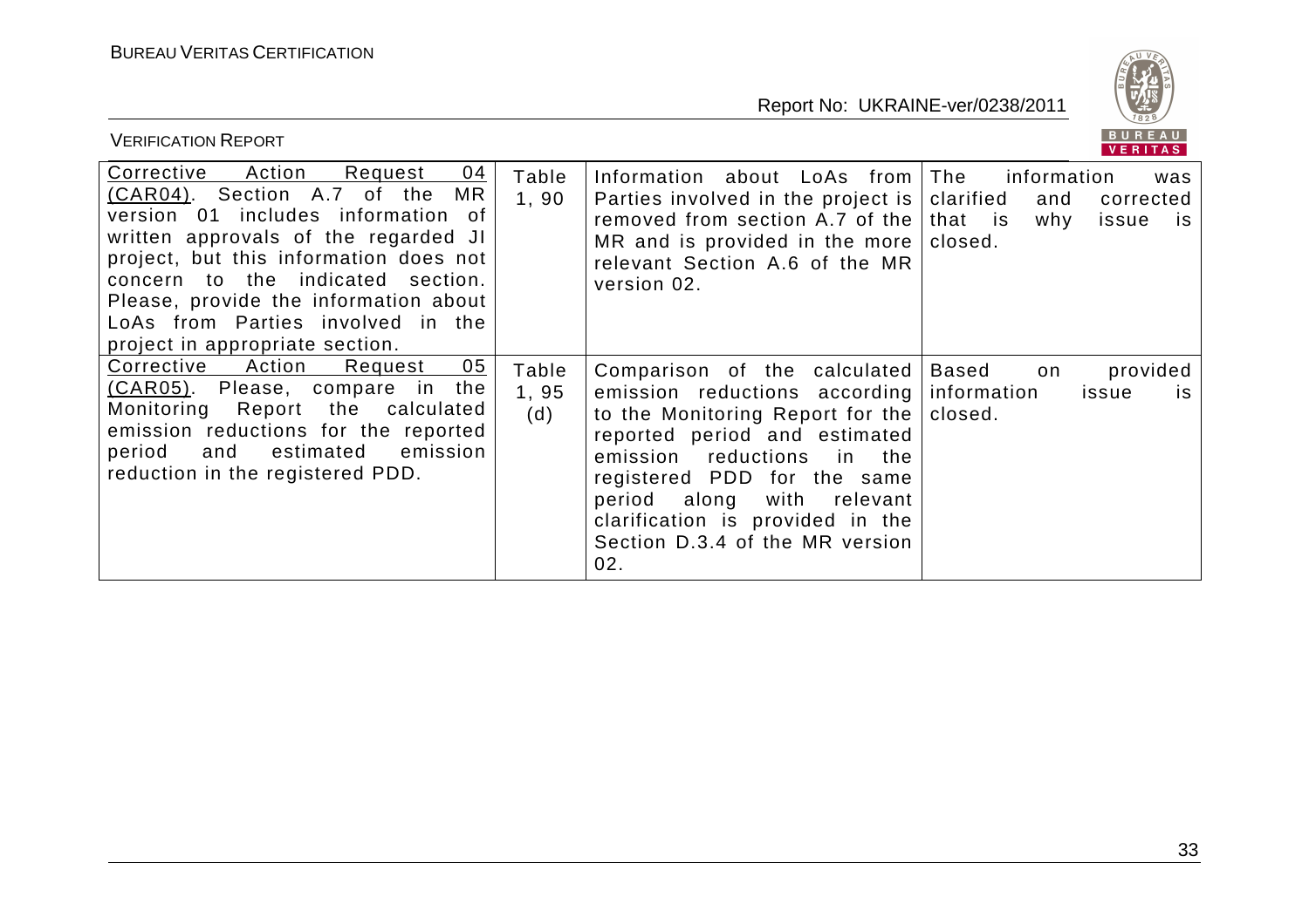| | | | |
|---|---|---|---|
| Corrective Action Request 04 (CAR04). Section A.7 of the MR version 01 includes information of written approvals of the regarded JI project, but this information does not concern to the indicated section. Please, provide the information about LoAs from Parties involved in the project in appropriate section. | Table 1, 90 | Information about LoAs from Parties involved in the project is removed from section A.7 of the MR and is provided in the more relevant Section A.6 of the MR version 02. | The information was clarified and corrected that is why issue is closed. |
| Corrective Action Request 05 (CAR05). Please, compare in the Monitoring Report the calculated emission reductions for the reported period and estimated emission reduction in the registered PDD. | Table 1, 95 (d) | Comparison of the calculated emission reductions according to the Monitoring Report for the reported period and estimated emission reductions in the registered PDD for the same period along with relevant clarification is provided in the Section D.3.4 of the MR version 02. | Based on provided information issue is closed. |